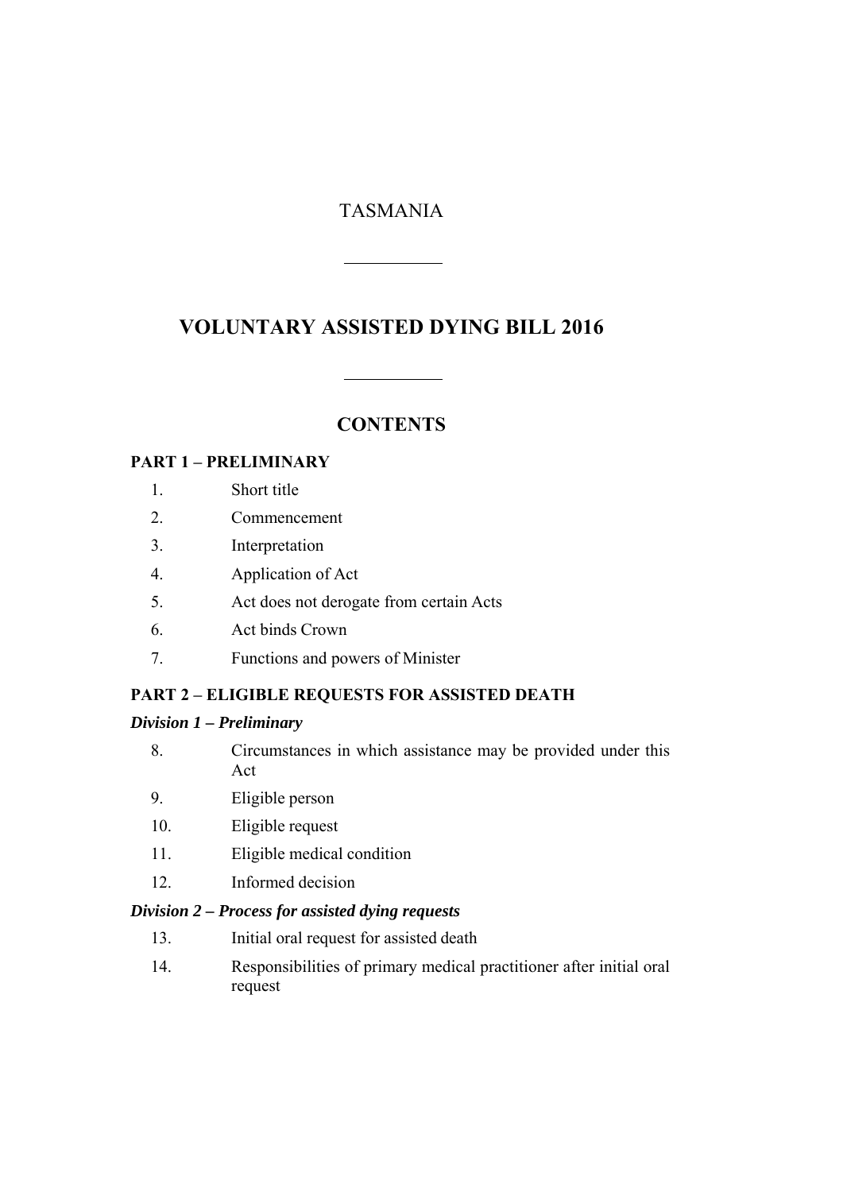# TASMANIA

---

# VOLUNTARY ASSISTED DYING BILL 2016

---

## CONTENTS

### PART 1 – PRELIMINARY

1. Short title
2. Commencement
3. Interpretation
4. Application of Act
5. Act does not derogate from certain Acts
6. Act binds Crown
7. Functions and powers of Minister

### PART 2 – ELIGIBLE REQUESTS FOR ASSISTED DEATH

#### *Division 1 – Preliminary*

8. Circumstances in which assistance may be provided under this Act
9. Eligible person
10. Eligible request
11. Eligible medical condition
12. Informed decision

#### *Division 2 – Process for assisted dying requests*

13. Initial oral request for assisted death
14. Responsibilities of primary medical practitioner after initial oral request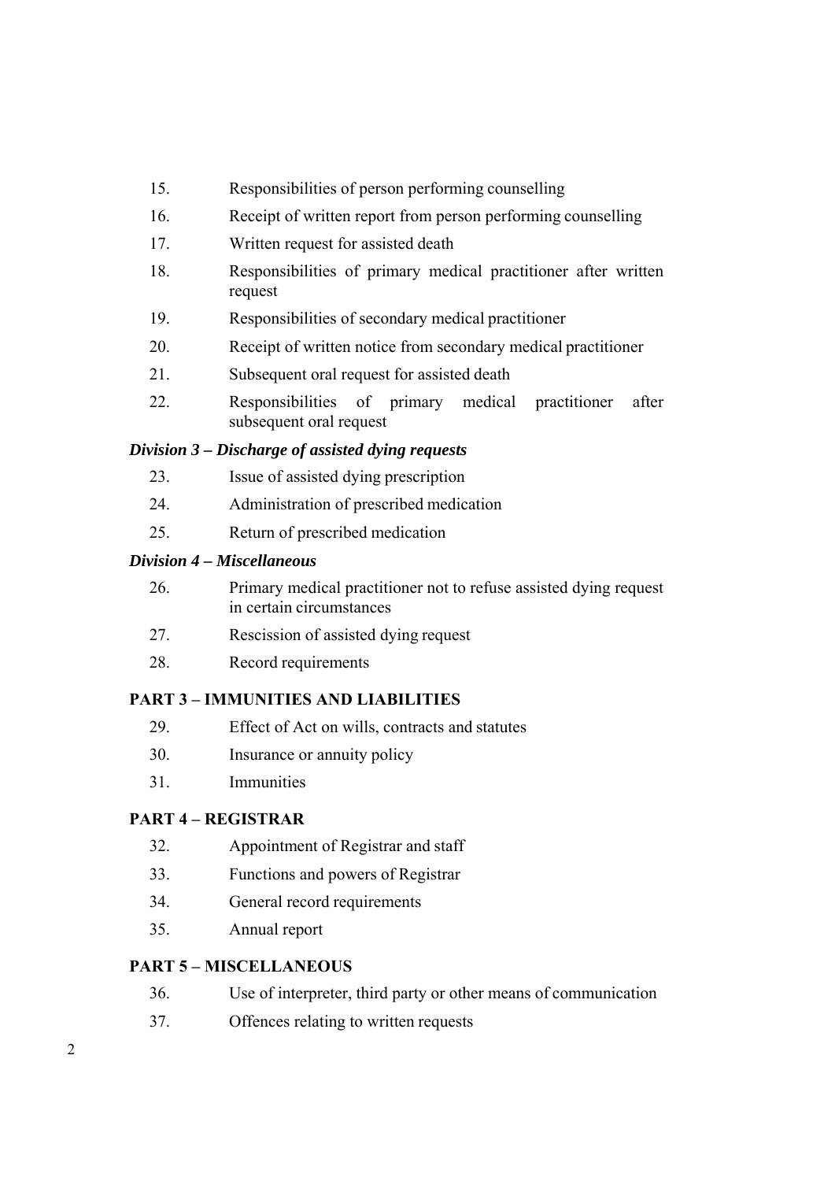15. Responsibilities of person performing counselling
16. Receipt of written report from person performing counselling
17. Written request for assisted death
18. Responsibilities of primary medical practitioner after written request
19. Responsibilities of secondary medical practitioner
20. Receipt of written notice from secondary medical practitioner
21. Subsequent oral request for assisted death
22. Responsibilities of primary medical practitioner after subsequent oral request

***Division 3 – Discharge of assisted dying requests***

23. Issue of assisted dying prescription
24. Administration of prescribed medication
25. Return of prescribed medication

***Division 4 – Miscellaneous***

26. Primary medical practitioner not to refuse assisted dying request in certain circumstances
27. Rescission of assisted dying request
28. Record requirements

**PART 3 – IMMUNITIES AND LIABILITIES**

29. Effect of Act on wills, contracts and statutes
30. Insurance or annuity policy
31. Immunities

**PART 4 – REGISTRAR**

32. Appointment of Registrar and staff
33. Functions and powers of Registrar
34. General record requirements
35. Annual report

**PART 5 – MISCELLANEOUS**

36. Use of interpreter, third party or other means of communication
37. Offences relating to written requests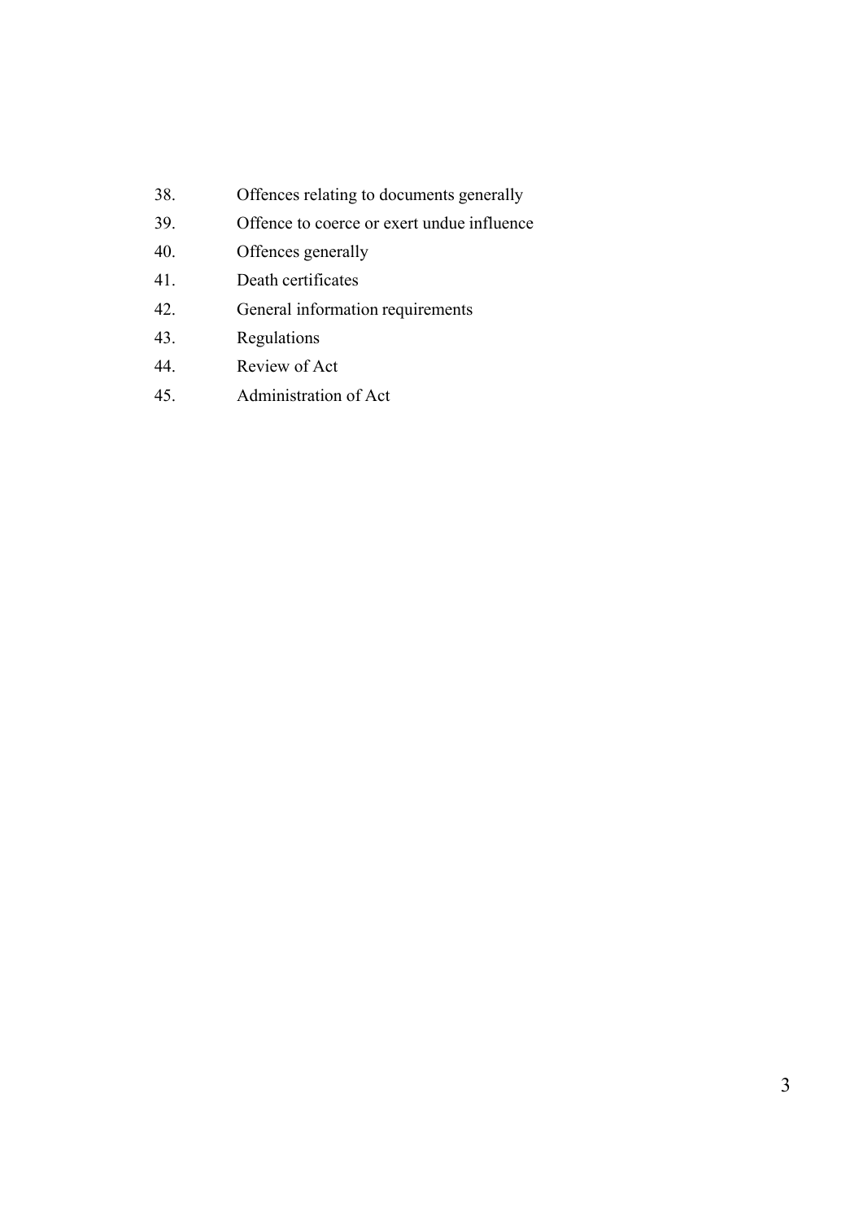38. Offences relating to documents generally
39. Offence to coerce or exert undue influence
40. Offences generally
41. Death certificates
42. General information requirements
43. Regulations
44. Review of Act
45. Administration of Act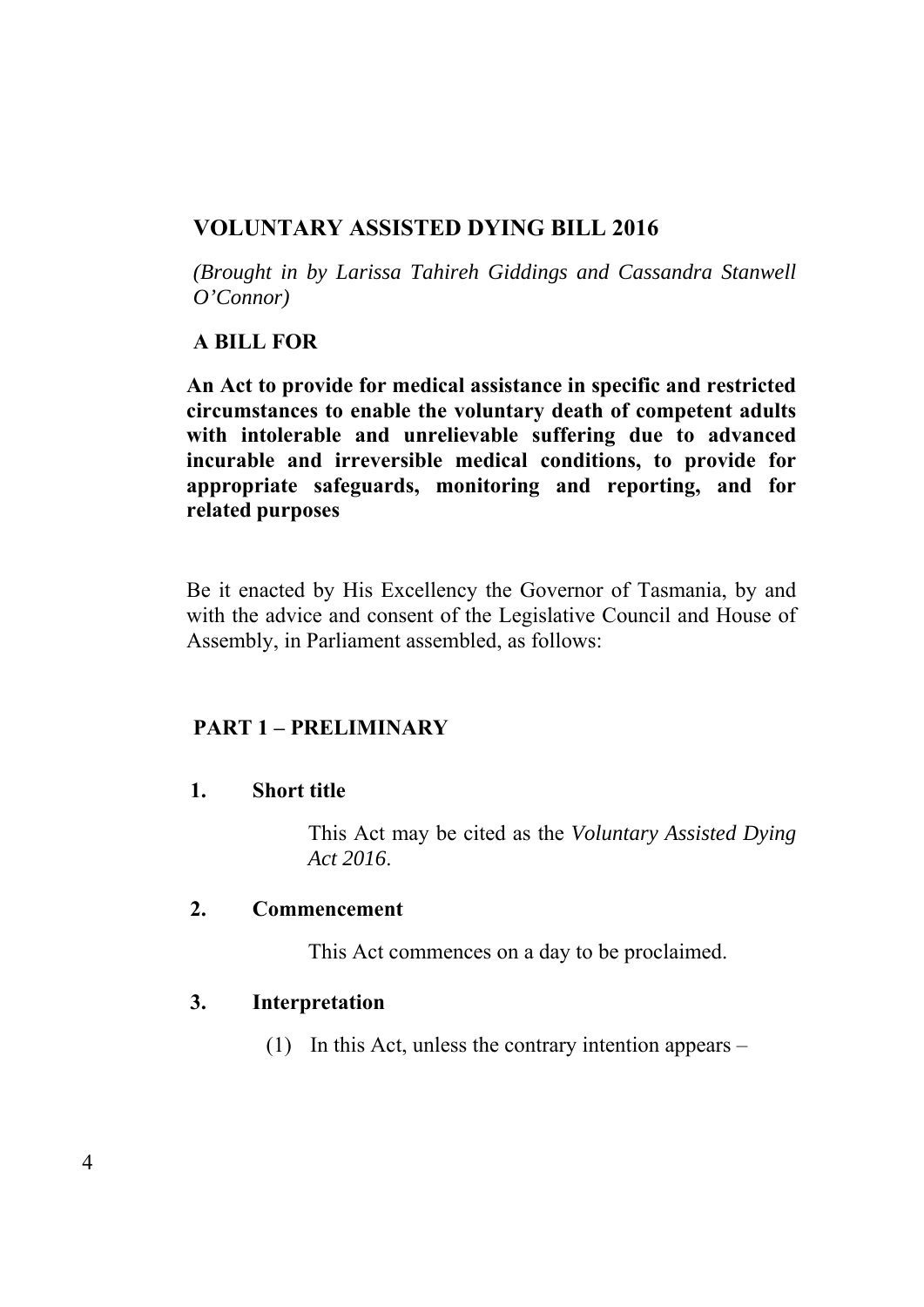## VOLUNTARY ASSISTED DYING BILL 2016

*(Brought in by Larissa Tahireh Giddings and Cassandra Stanwell O'Connor)*

**A BILL FOR**

**An Act to provide for medical assistance in specific and restricted circumstances to enable the voluntary death of competent adults with intolerable and unrelievable suffering due to advanced incurable and irreversible medical conditions, to provide for appropriate safeguards, monitoring and reporting, and for related purposes**

Be it enacted by His Excellency the Governor of Tasmania, by and with the advice and consent of the Legislative Council and House of Assembly, in Parliament assembled, as follows:

## PART 1 – PRELIMINARY

### 1. Short title

This Act may be cited as the *Voluntary Assisted Dying Act 2016*.

### 2. Commencement

This Act commences on a day to be proclaimed.

### 3. Interpretation

(1) In this Act, unless the contrary intention appears –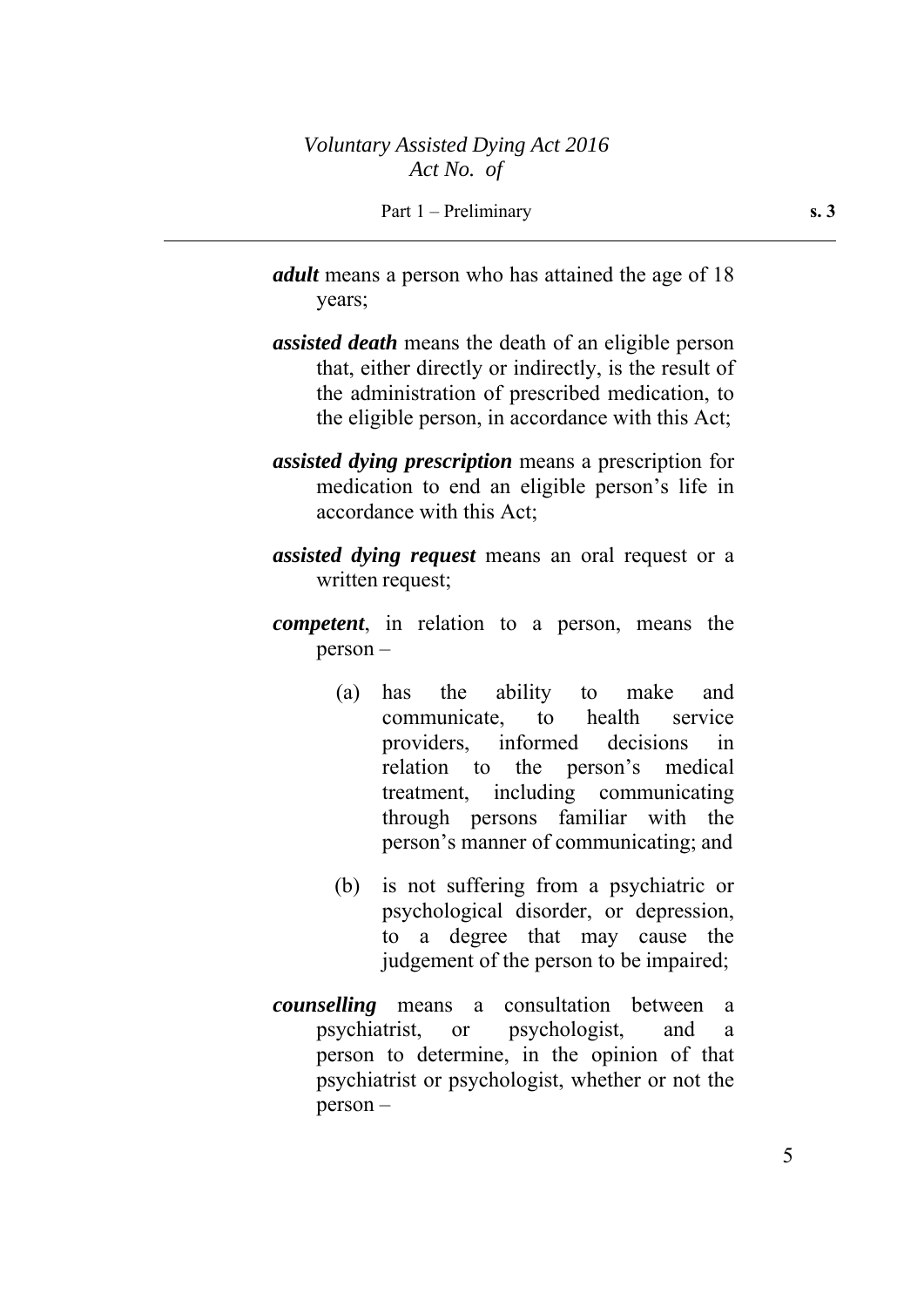***adult*** means a person who has attained the age of 18 years;

***assisted death*** means the death of an eligible person that, either directly or indirectly, is the result of the administration of prescribed medication, to the eligible person, in accordance with this Act;

***assisted dying prescription*** means a prescription for medication to end an eligible person's life in accordance with this Act;

***assisted dying request*** means an oral request or a written request;

***competent***, in relation to a person, means the person –

(a) has the ability to make and communicate, to health service providers, informed decisions in relation to the person's medical treatment, including communicating through persons familiar with the person's manner of communicating; and

(b) is not suffering from a psychiatric or psychological disorder, or depression, to a degree that may cause the judgement of the person to be impaired;

***counselling*** means a consultation between a psychiatrist, or psychologist, and a person to determine, in the opinion of that psychiatrist or psychologist, whether or not the person –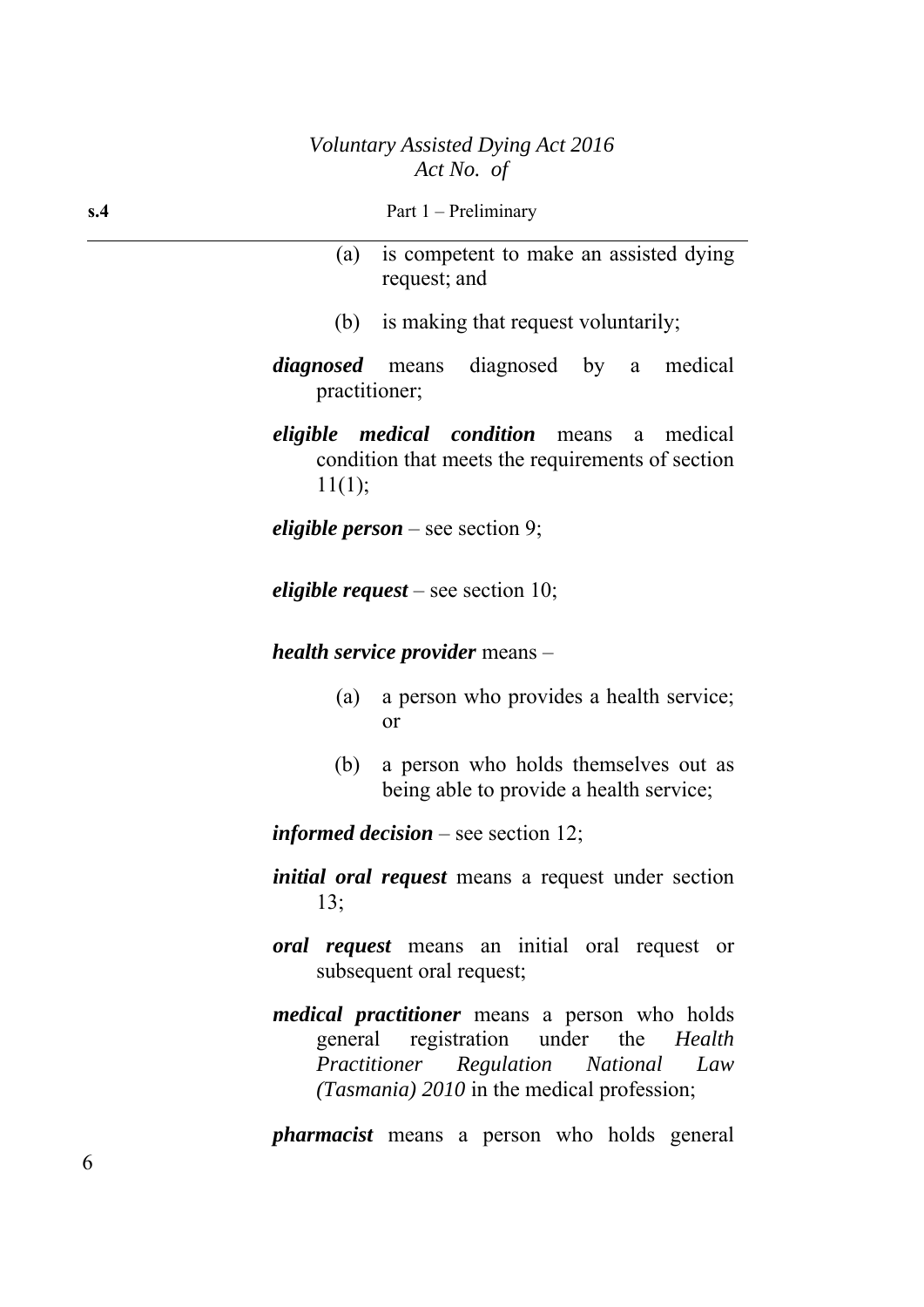(a) is competent to make an assisted dying request; and

(b) is making that request voluntarily;

***diagnosed*** means diagnosed by a medical practitioner;

***eligible medical condition*** means a medical condition that meets the requirements of section 11(1);

***eligible person*** – see section 9;

***eligible request*** – see section 10;

***health service provider*** means –

(a) a person who provides a health service; or

(b) a person who holds themselves out as being able to provide a health service;

***informed decision*** – see section 12;

***initial oral request*** means a request under section 13;

***oral request*** means an initial oral request or subsequent oral request;

***medical practitioner*** means a person who holds general registration under the *Health Practitioner Regulation National Law (Tasmania) 2010* in the medical profession;

***pharmacist*** means a person who holds general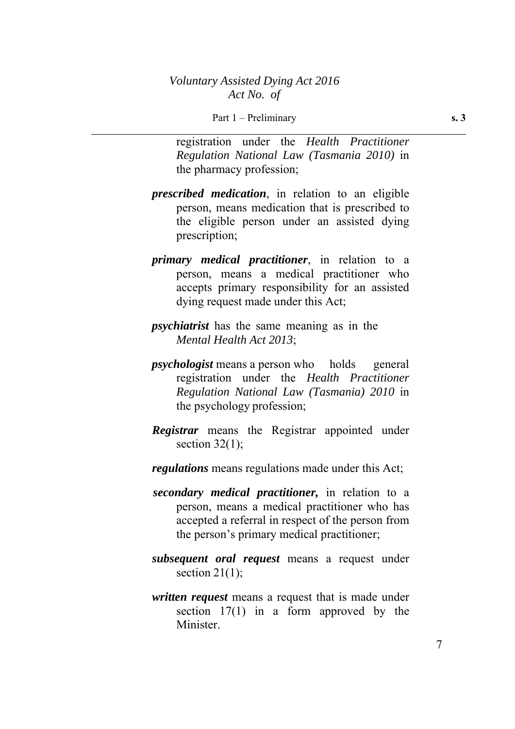registration under the *Health Practitioner Regulation National Law (Tasmania 2010)* in the pharmacy profession;

***prescribed medication***, in relation to an eligible person, means medication that is prescribed to the eligible person under an assisted dying prescription;

***primary medical practitioner***, in relation to a person, means a medical practitioner who accepts primary responsibility for an assisted dying request made under this Act;

***psychiatrist*** has the same meaning as in the *Mental Health Act 2013*;

***psychologist*** means a person who holds general registration under the *Health Practitioner Regulation National Law (Tasmania) 2010* in the psychology profession;

***Registrar*** means the Registrar appointed under section 32(1);

***regulations*** means regulations made under this Act;

***secondary medical practitioner,*** in relation to a person, means a medical practitioner who has accepted a referral in respect of the person from the person's primary medical practitioner;

***subsequent oral request*** means a request under section 21(1);

***written request*** means a request that is made under section 17(1) in a form approved by the Minister.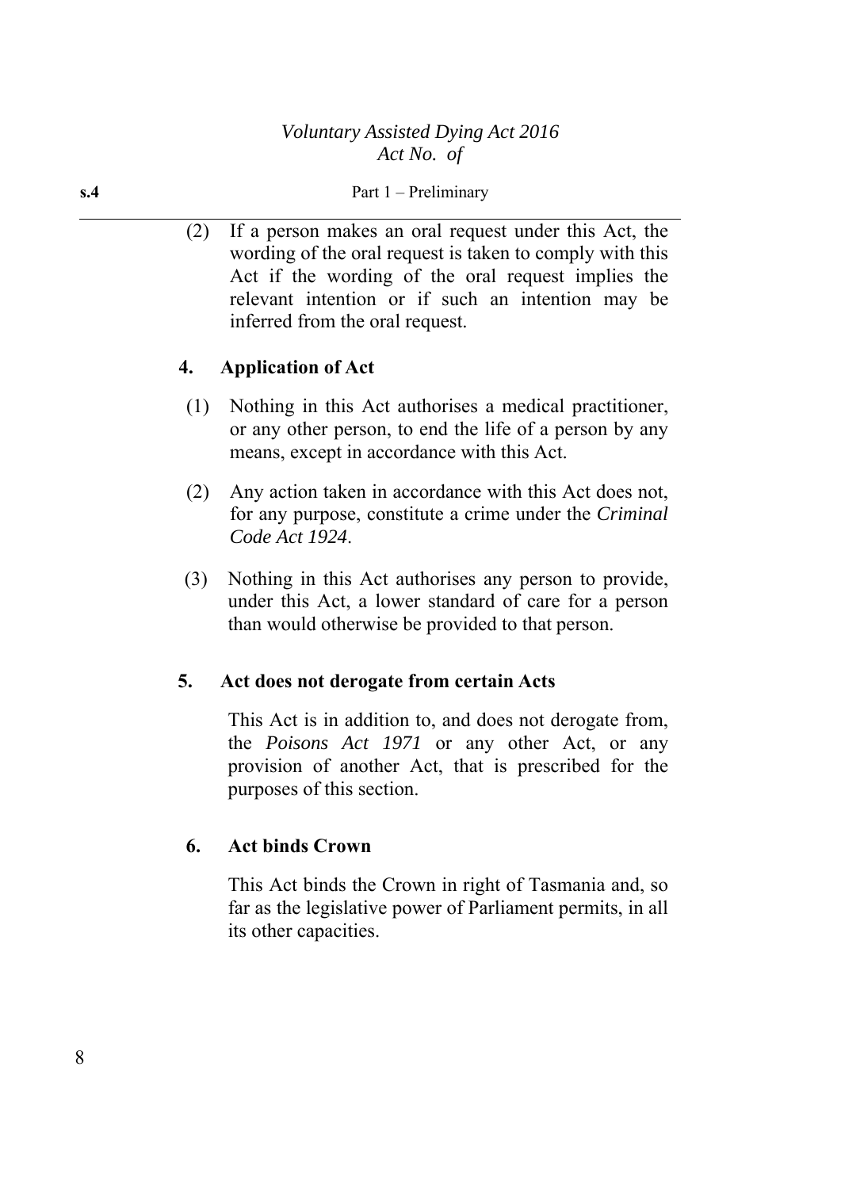(2) If a person makes an oral request under this Act, the wording of the oral request is taken to comply with this Act if the wording of the oral request implies the relevant intention or if such an intention may be inferred from the oral request.

## 4. Application of Act

(1) Nothing in this Act authorises a medical practitioner, or any other person, to end the life of a person by any means, except in accordance with this Act.

(2) Any action taken in accordance with this Act does not, for any purpose, constitute a crime under the *Criminal Code Act 1924*.

(3) Nothing in this Act authorises any person to provide, under this Act, a lower standard of care for a person than would otherwise be provided to that person.

## 5. Act does not derogate from certain Acts

This Act is in addition to, and does not derogate from, the *Poisons Act 1971* or any other Act, or any provision of another Act, that is prescribed for the purposes of this section.

## 6. Act binds Crown

This Act binds the Crown in right of Tasmania and, so far as the legislative power of Parliament permits, in all its other capacities.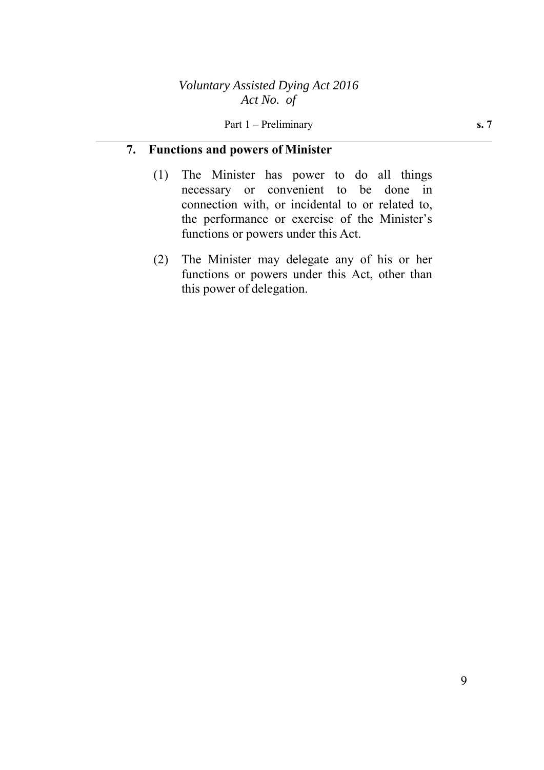## 7. Functions and powers of Minister

(1) The Minister has power to do all things necessary or convenient to be done in connection with, or incidental to or related to, the performance or exercise of the Minister's functions or powers under this Act.

(2) The Minister may delegate any of his or her functions or powers under this Act, other than this power of delegation.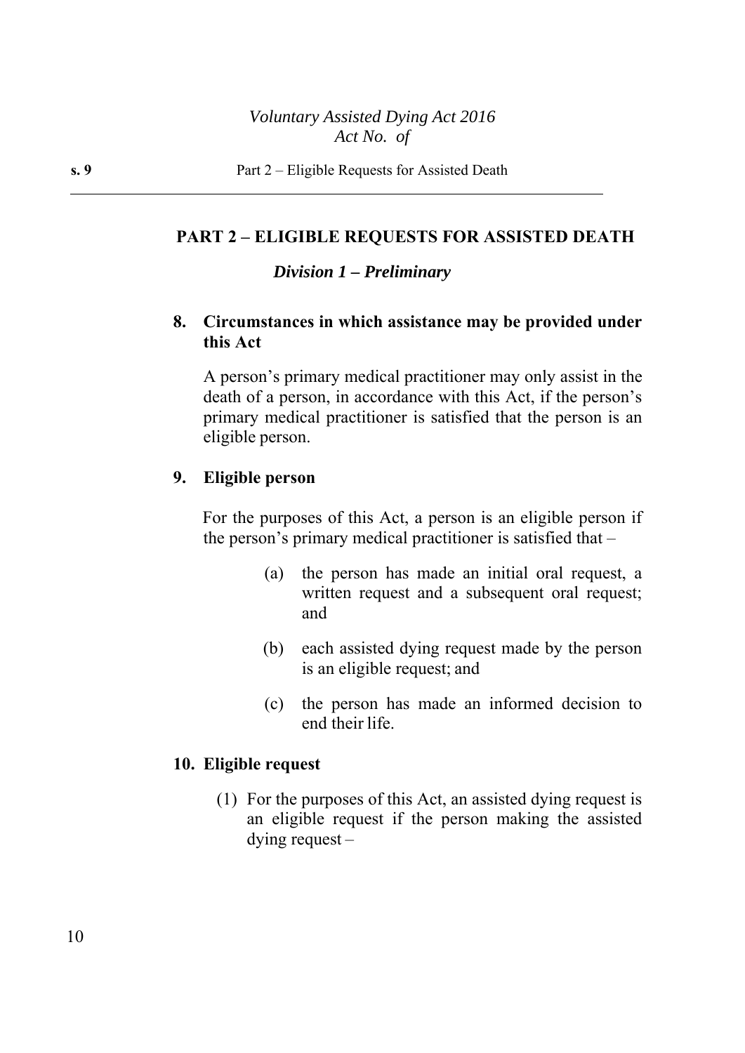## PART 2 – ELIGIBLE REQUESTS FOR ASSISTED DEATH

### *Division 1 – Preliminary*

**8. Circumstances in which assistance may be provided under this Act**

A person's primary medical practitioner may only assist in the death of a person, in accordance with this Act, if the person's primary medical practitioner is satisfied that the person is an eligible person.

**9. Eligible person**

For the purposes of this Act, a person is an eligible person if the person's primary medical practitioner is satisfied that –

(a) the person has made an initial oral request, a written request and a subsequent oral request; and

(b) each assisted dying request made by the person is an eligible request; and

(c) the person has made an informed decision to end their life.

**10. Eligible request**

(1) For the purposes of this Act, an assisted dying request is an eligible request if the person making the assisted dying request –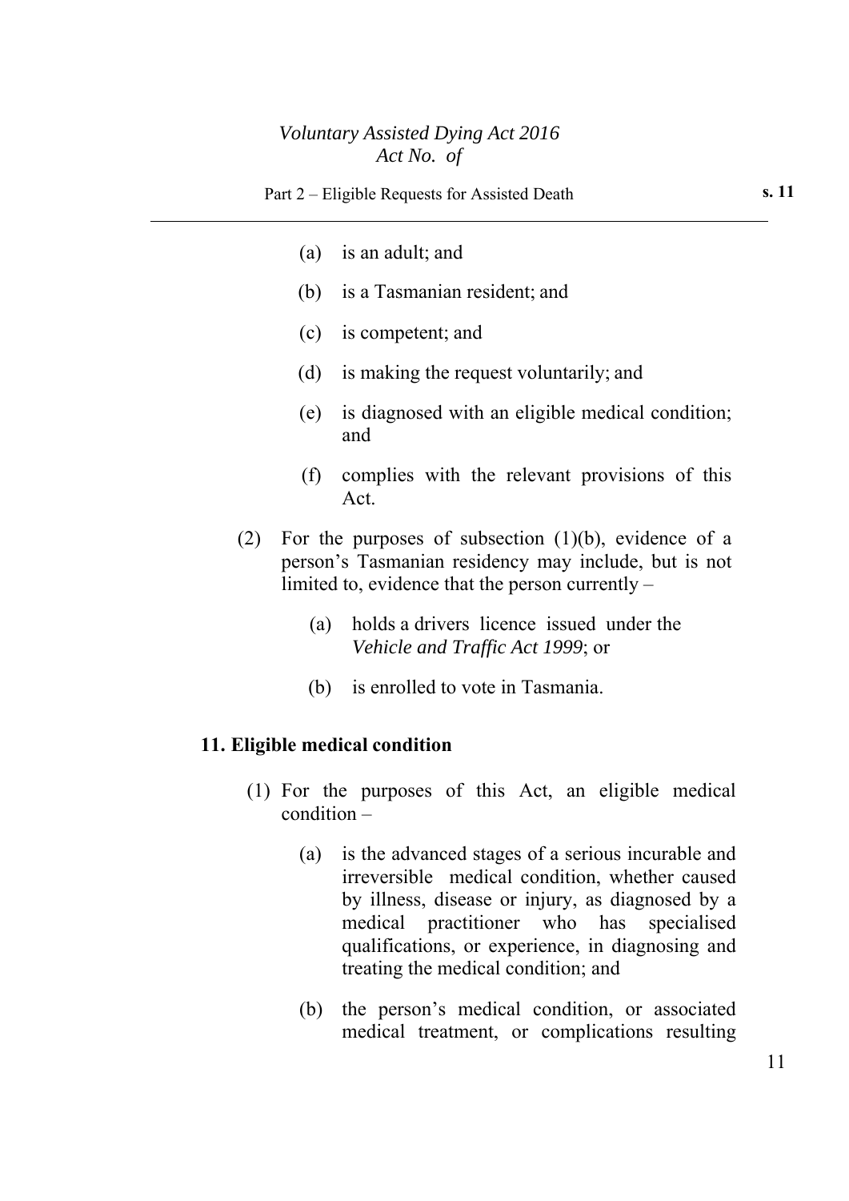(a) is an adult; and

(b) is a Tasmanian resident; and

(c) is competent; and

(d) is making the request voluntarily; and

(e) is diagnosed with an eligible medical condition; and

(f) complies with the relevant provisions of this Act.

(2) For the purposes of subsection (1)(b), evidence of a person's Tasmanian residency may include, but is not limited to, evidence that the person currently –

(a) holds a drivers licence issued under the *Vehicle and Traffic Act 1999*; or

(b) is enrolled to vote in Tasmania.

**11. Eligible medical condition**

(1) For the purposes of this Act, an eligible medical condition –

(a) is the advanced stages of a serious incurable and irreversible medical condition, whether caused by illness, disease or injury, as diagnosed by a medical practitioner who has specialised qualifications, or experience, in diagnosing and treating the medical condition; and

(b) the person's medical condition, or associated medical treatment, or complications resulting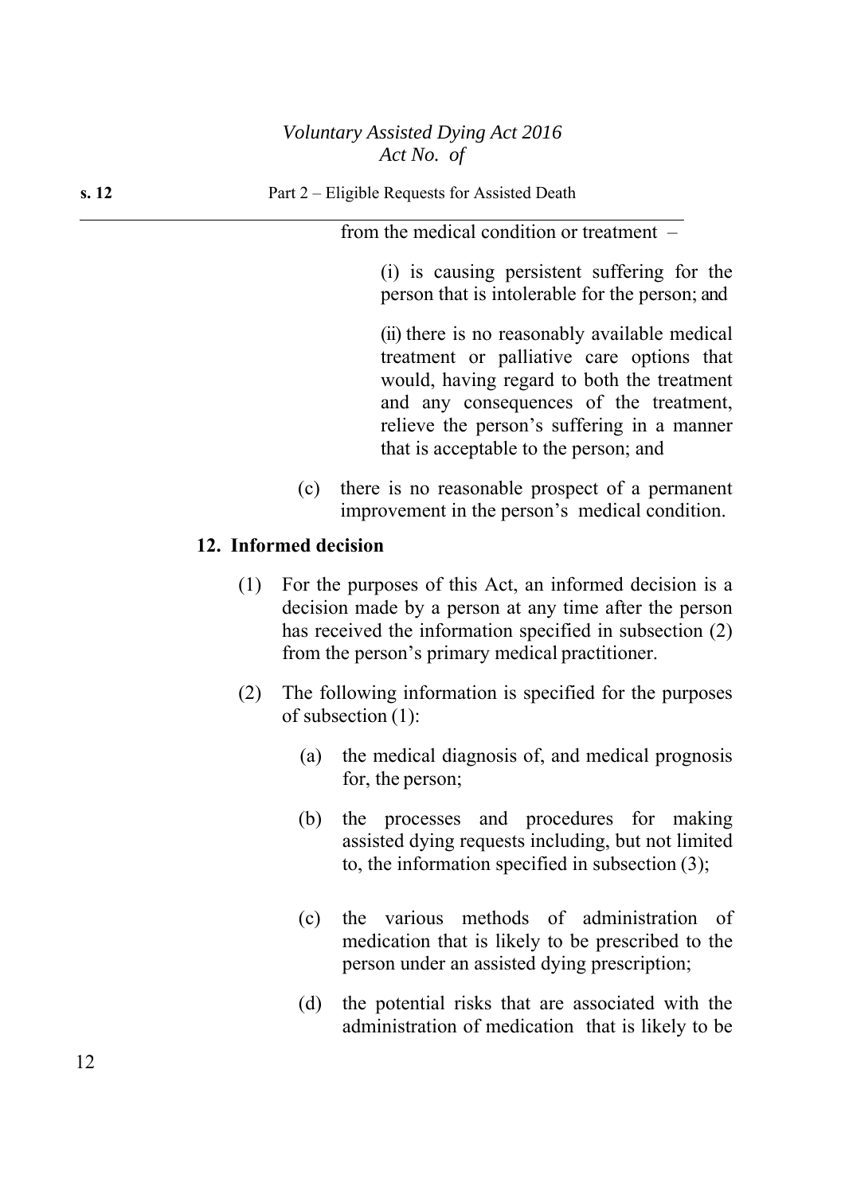from the medical condition or treatment –

(i) is causing persistent suffering for the person that is intolerable for the person; and

(ii) there is no reasonably available medical treatment or palliative care options that would, having regard to both the treatment and any consequences of the treatment, relieve the person's suffering in a manner that is acceptable to the person; and

(c) there is no reasonable prospect of a permanent improvement in the person's medical condition.

**12. Informed decision**

(1) For the purposes of this Act, an informed decision is a decision made by a person at any time after the person has received the information specified in subsection (2) from the person's primary medical practitioner.

(2) The following information is specified for the purposes of subsection (1):

(a) the medical diagnosis of, and medical prognosis for, the person;

(b) the processes and procedures for making assisted dying requests including, but not limited to, the information specified in subsection (3);

(c) the various methods of administration of medication that is likely to be prescribed to the person under an assisted dying prescription;

(d) the potential risks that are associated with the administration of medication that is likely to be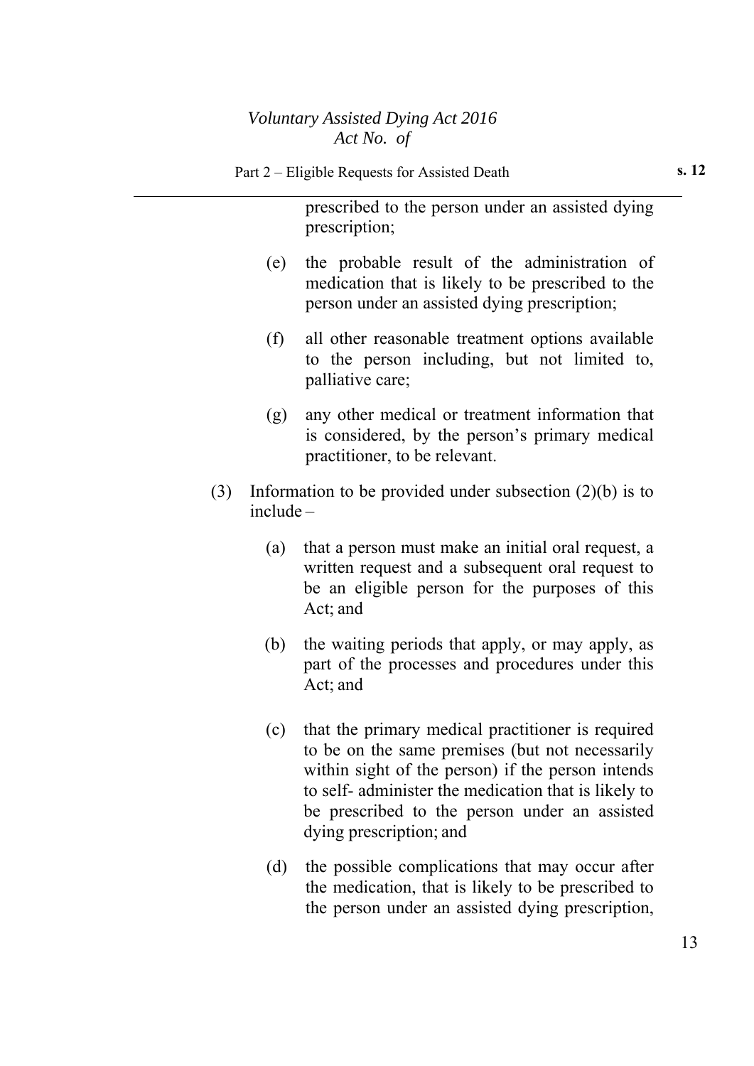prescribed to the person under an assisted dying prescription;

(e) the probable result of the administration of medication that is likely to be prescribed to the person under an assisted dying prescription;

(f) all other reasonable treatment options available to the person including, but not limited to, palliative care;

(g) any other medical or treatment information that is considered, by the person's primary medical practitioner, to be relevant.

(3) Information to be provided under subsection (2)(b) is to include –

(a) that a person must make an initial oral request, a written request and a subsequent oral request to be an eligible person for the purposes of this Act; and

(b) the waiting periods that apply, or may apply, as part of the processes and procedures under this Act; and

(c) that the primary medical practitioner is required to be on the same premises (but not necessarily within sight of the person) if the person intends to self- administer the medication that is likely to be prescribed to the person under an assisted dying prescription; and

(d) the possible complications that may occur after the medication, that is likely to be prescribed to the person under an assisted dying prescription,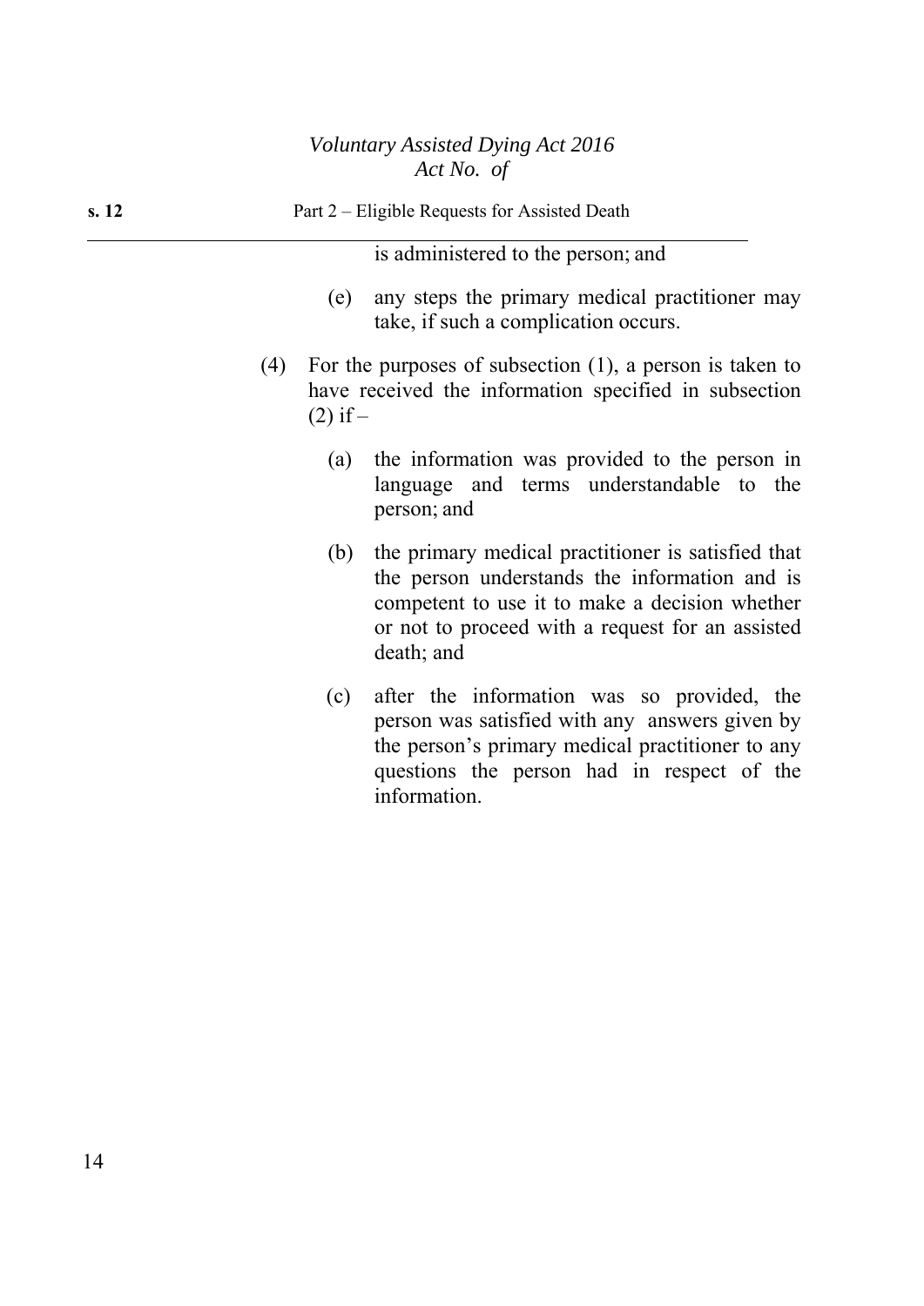is administered to the person; and

(e) any steps the primary medical practitioner may take, if such a complication occurs.

(4) For the purposes of subsection (1), a person is taken to have received the information specified in subsection (2) if –

(a) the information was provided to the person in language and terms understandable to the person; and

(b) the primary medical practitioner is satisfied that the person understands the information and is competent to use it to make a decision whether or not to proceed with a request for an assisted death; and

(c) after the information was so provided, the person was satisfied with any answers given by the person's primary medical practitioner to any questions the person had in respect of the information.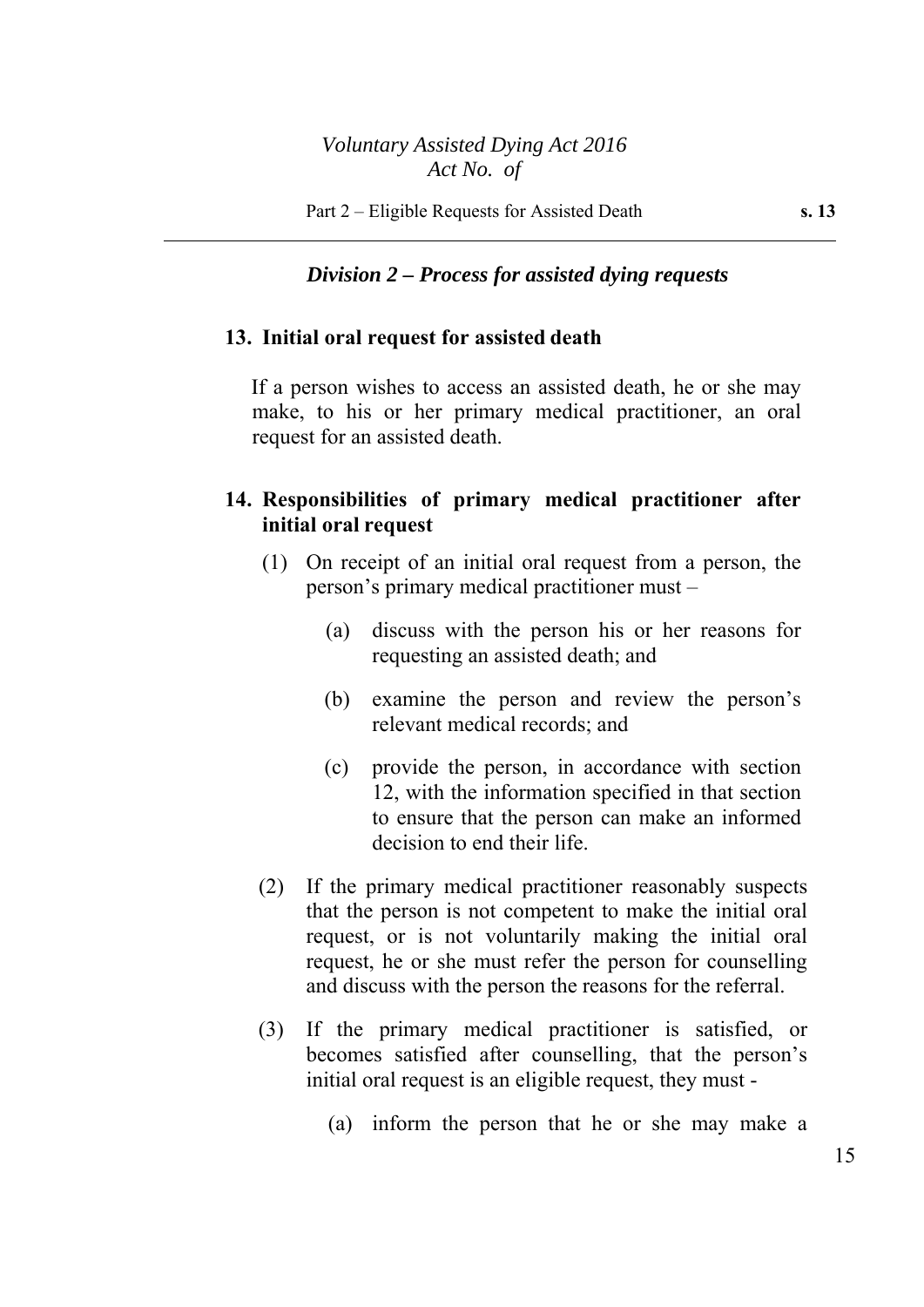### *Division 2 – Process for assisted dying requests*

#### 13. Initial oral request for assisted death

If a person wishes to access an assisted death, he or she may make, to his or her primary medical practitioner, an oral request for an assisted death.

#### 14. Responsibilities of primary medical practitioner after initial oral request

(1) On receipt of an initial oral request from a person, the person's primary medical practitioner must –

(a) discuss with the person his or her reasons for requesting an assisted death; and

(b) examine the person and review the person's relevant medical records; and

(c) provide the person, in accordance with section 12, with the information specified in that section to ensure that the person can make an informed decision to end their life.

(2) If the primary medical practitioner reasonably suspects that the person is not competent to make the initial oral request, or is not voluntarily making the initial oral request, he or she must refer the person for counselling and discuss with the person the reasons for the referral.

(3) If the primary medical practitioner is satisfied, or becomes satisfied after counselling, that the person's initial oral request is an eligible request, they must -

(a) inform the person that he or she may make a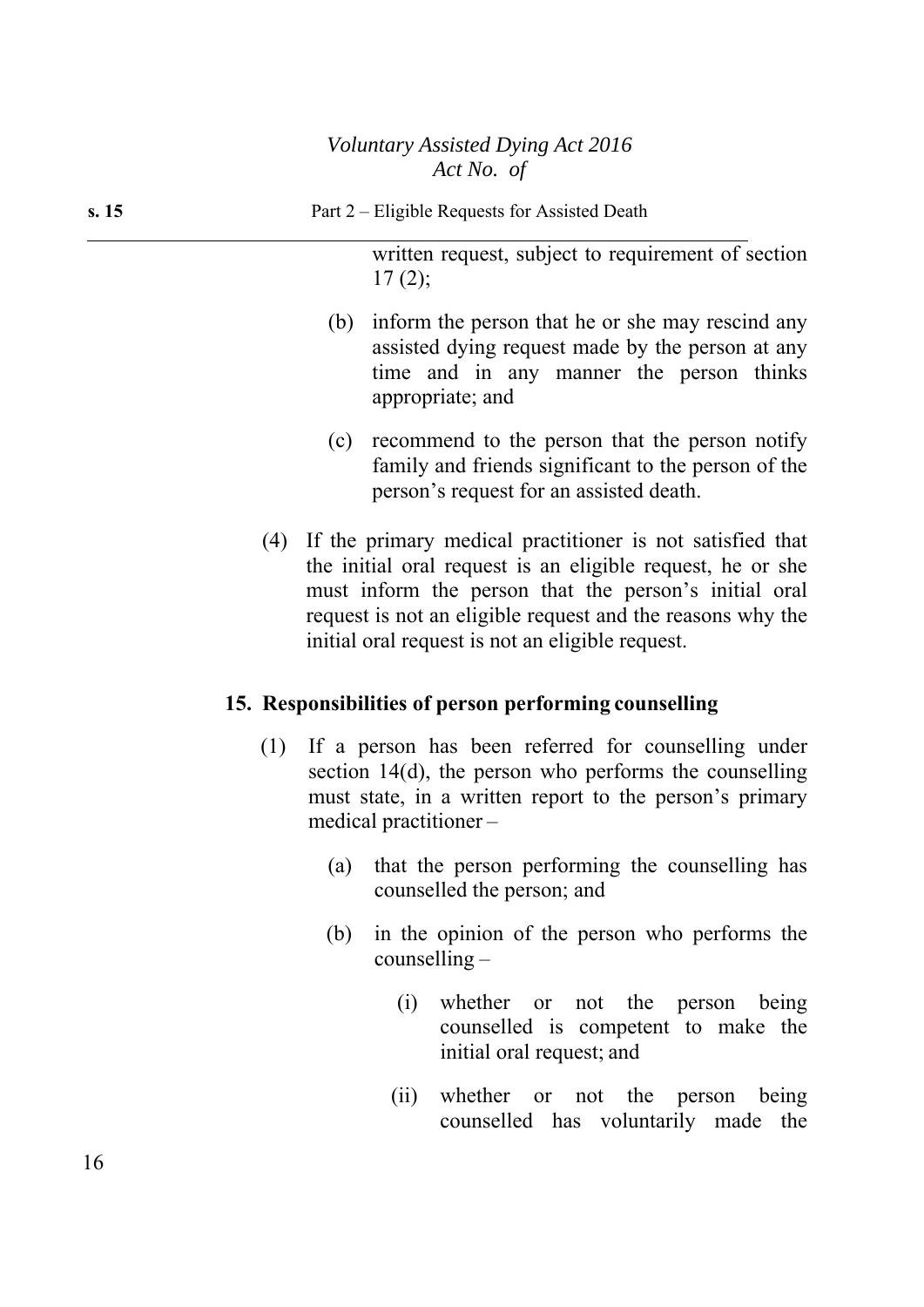written request, subject to requirement of section 17 (2);

(b) inform the person that he or she may rescind any assisted dying request made by the person at any time and in any manner the person thinks appropriate; and

(c) recommend to the person that the person notify family and friends significant to the person of the person's request for an assisted death.

(4) If the primary medical practitioner is not satisfied that the initial oral request is an eligible request, he or she must inform the person that the person's initial oral request is not an eligible request and the reasons why the initial oral request is not an eligible request.

### 15. Responsibilities of person performing counselling

(1) If a person has been referred for counselling under section 14(d), the person who performs the counselling must state, in a written report to the person's primary medical practitioner –

(a) that the person performing the counselling has counselled the person; and

(b) in the opinion of the person who performs the counselling –

(i) whether or not the person being counselled is competent to make the initial oral request; and

(ii) whether or not the person being counselled has voluntarily made the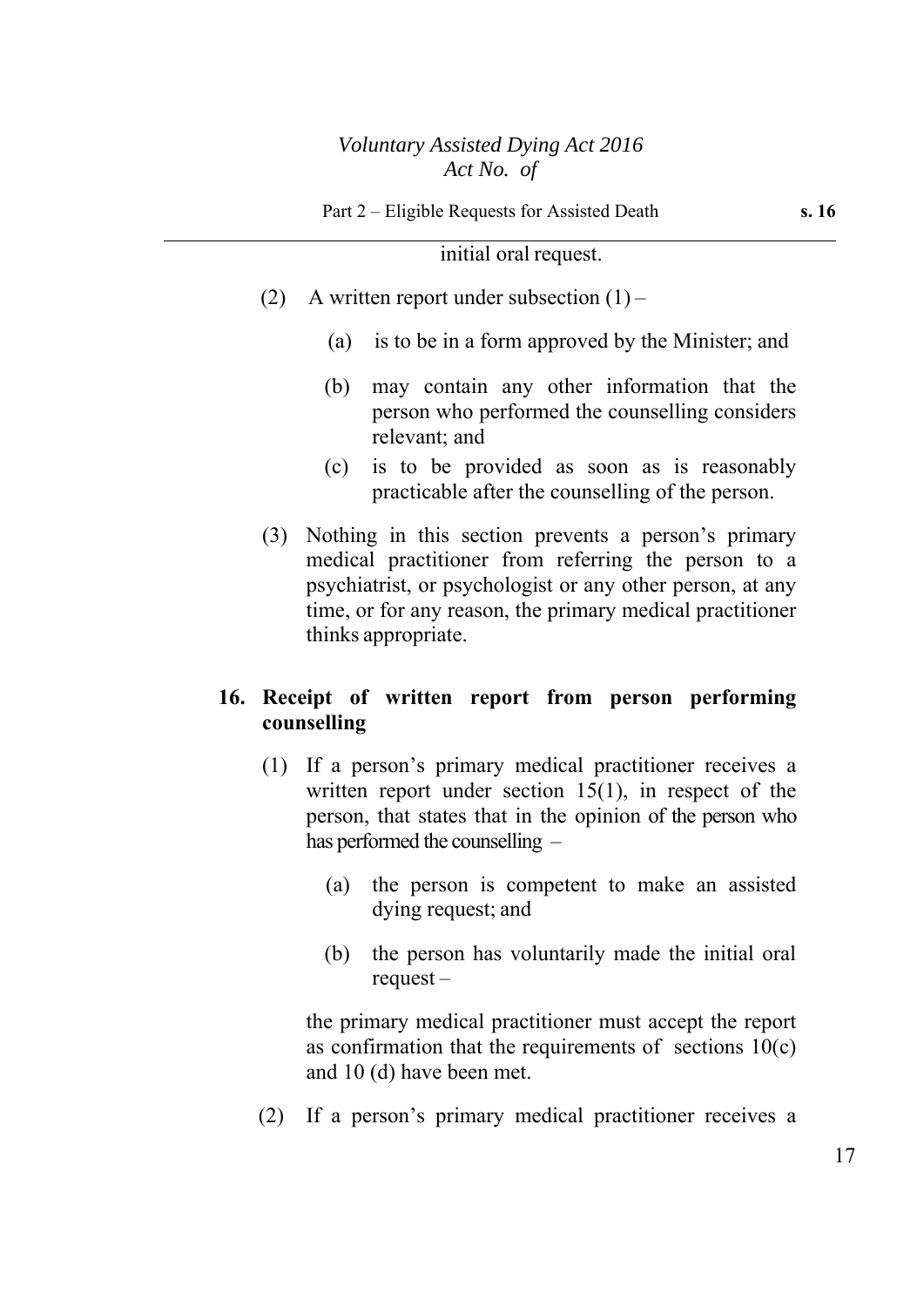initial oral request.

(2) A written report under subsection (1) –

(a) is to be in a form approved by the Minister; and

(b) may contain any other information that the person who performed the counselling considers relevant; and

(c) is to be provided as soon as is reasonably practicable after the counselling of the person.

(3) Nothing in this section prevents a person's primary medical practitioner from referring the person to a psychiatrist, or psychologist or any other person, at any time, or for any reason, the primary medical practitioner thinks appropriate.

## 16. Receipt of written report from person performing counselling

(1) If a person's primary medical practitioner receives a written report under section 15(1), in respect of the person, that states that in the opinion of the person who has performed the counselling –

(a) the person is competent to make an assisted dying request; and

(b) the person has voluntarily made the initial oral request –

the primary medical practitioner must accept the report as confirmation that the requirements of sections 10(c) and 10 (d) have been met.

(2) If a person's primary medical practitioner receives a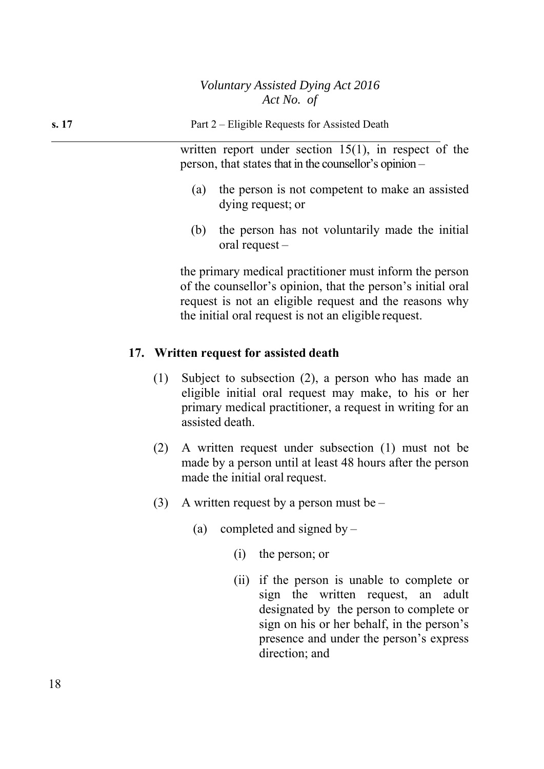written report under section 15(1), in respect of the person, that states that in the counsellor's opinion –

(a) the person is not competent to make an assisted dying request; or

(b) the person has not voluntarily made the initial oral request –

the primary medical practitioner must inform the person of the counsellor's opinion, that the person's initial oral request is not an eligible request and the reasons why the initial oral request is not an eligible request.

**17. Written request for assisted death**

(1) Subject to subsection (2), a person who has made an eligible initial oral request may make, to his or her primary medical practitioner, a request in writing for an assisted death.

(2) A written request under subsection (1) must not be made by a person until at least 48 hours after the person made the initial oral request.

(3) A written request by a person must be –

(a) completed and signed by –

(i) the person; or

(ii) if the person is unable to complete or sign the written request, an adult designated by the person to complete or sign on his or her behalf, in the person's presence and under the person's express direction; and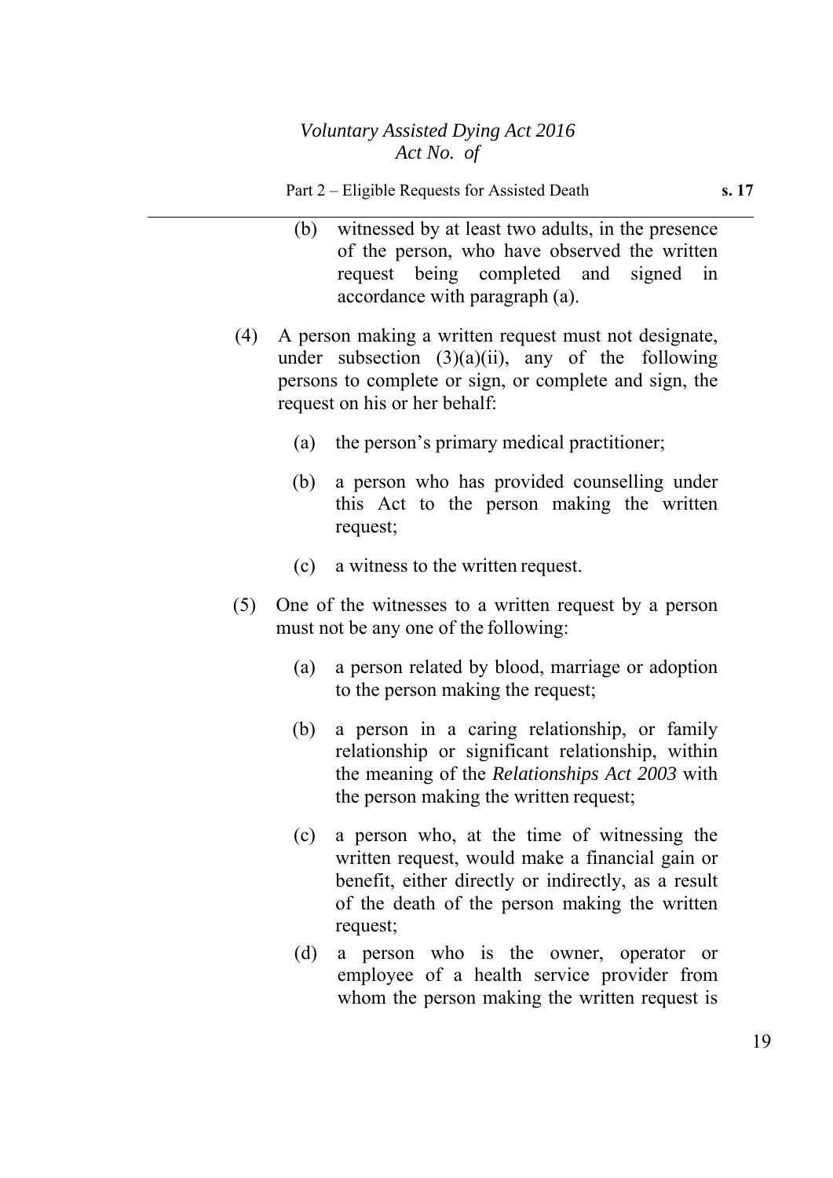(b) witnessed by at least two adults, in the presence of the person, who have observed the written request being completed and signed in accordance with paragraph (a).

(4) A person making a written request must not designate, under subsection (3)(a)(ii), any of the following persons to complete or sign, or complete and sign, the request on his or her behalf:

(a) the person's primary medical practitioner;

(b) a person who has provided counselling under this Act to the person making the written request;

(c) a witness to the written request.

(5) One of the witnesses to a written request by a person must not be any one of the following:

(a) a person related by blood, marriage or adoption to the person making the request;

(b) a person in a caring relationship, or family relationship or significant relationship, within the meaning of the *Relationships Act 2003* with the person making the written request;

(c) a person who, at the time of witnessing the written request, would make a financial gain or benefit, either directly or indirectly, as a result of the death of the person making the written request;

(d) a person who is the owner, operator or employee of a health service provider from whom the person making the written request is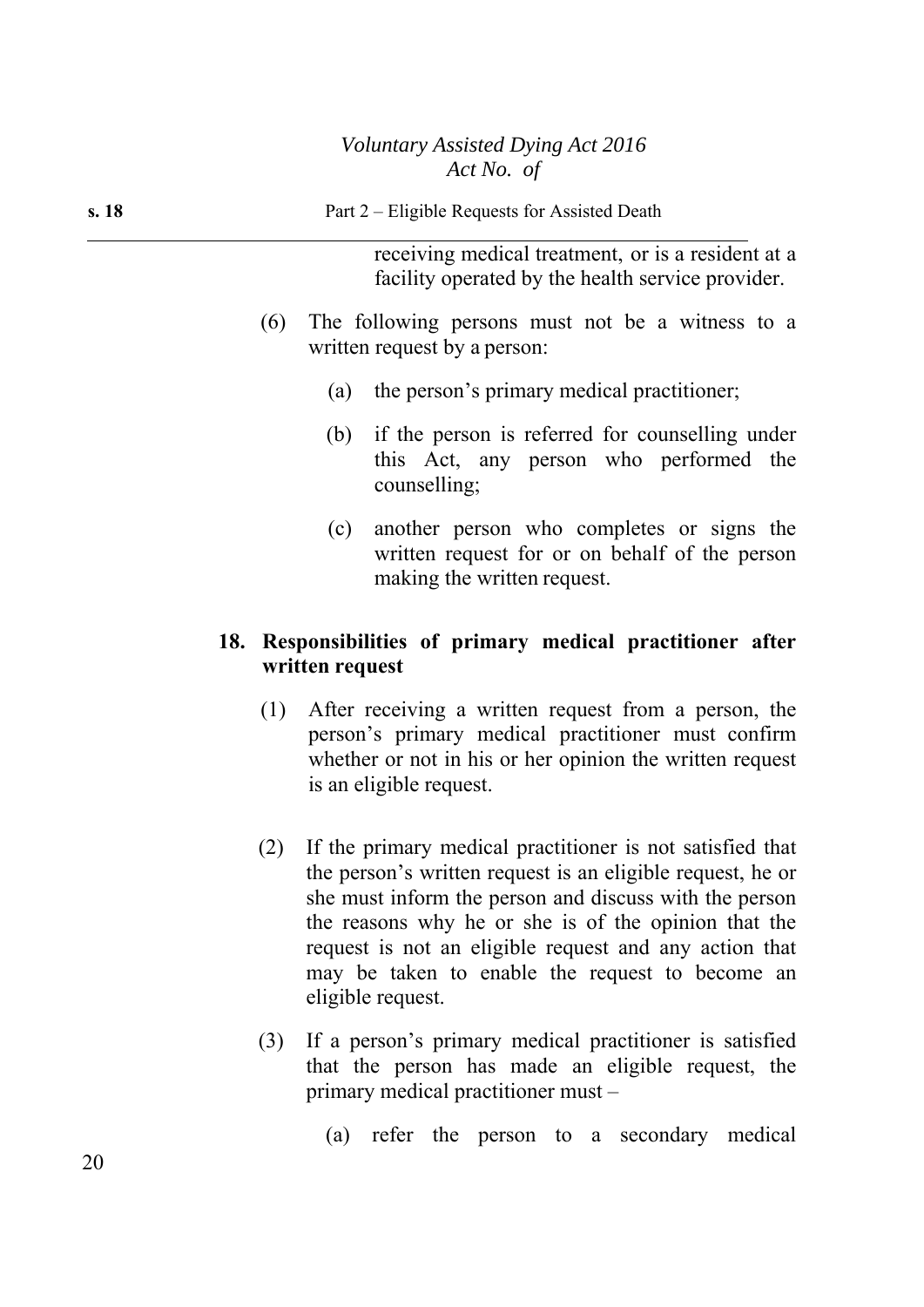receiving medical treatment, or is a resident at a facility operated by the health service provider.

(6) The following persons must not be a witness to a written request by a person:

(a) the person's primary medical practitioner;

(b) if the person is referred for counselling under this Act, any person who performed the counselling;

(c) another person who completes or signs the written request for or on behalf of the person making the written request.

**18. Responsibilities of primary medical practitioner after written request**

(1) After receiving a written request from a person, the person's primary medical practitioner must confirm whether or not in his or her opinion the written request is an eligible request.

(2) If the primary medical practitioner is not satisfied that the person's written request is an eligible request, he or she must inform the person and discuss with the person the reasons why he or she is of the opinion that the request is not an eligible request and any action that may be taken to enable the request to become an eligible request.

(3) If a person's primary medical practitioner is satisfied that the person has made an eligible request, the primary medical practitioner must –

(a) refer the person to a secondary medical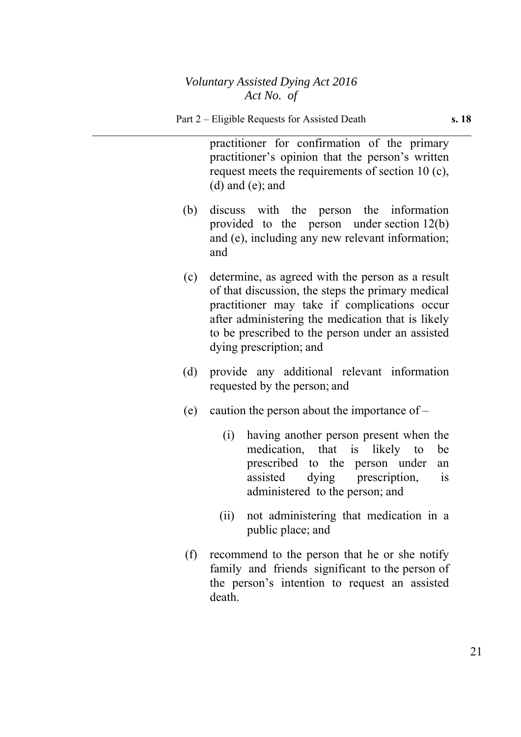practitioner for confirmation of the primary practitioner's opinion that the person's written request meets the requirements of section 10 (c), (d) and (e); and

(b) discuss with the person the information provided to the person under section 12(b) and (e), including any new relevant information; and

(c) determine, as agreed with the person as a result of that discussion, the steps the primary medical practitioner may take if complications occur after administering the medication that is likely to be prescribed to the person under an assisted dying prescription; and

(d) provide any additional relevant information requested by the person; and

(e) caution the person about the importance of –

 (i) having another person present when the medication, that is likely to be prescribed to the person under an assisted dying prescription, is administered to the person; and

 (ii) not administering that medication in a public place; and

(f) recommend to the person that he or she notify family and friends significant to the person of the person's intention to request an assisted death.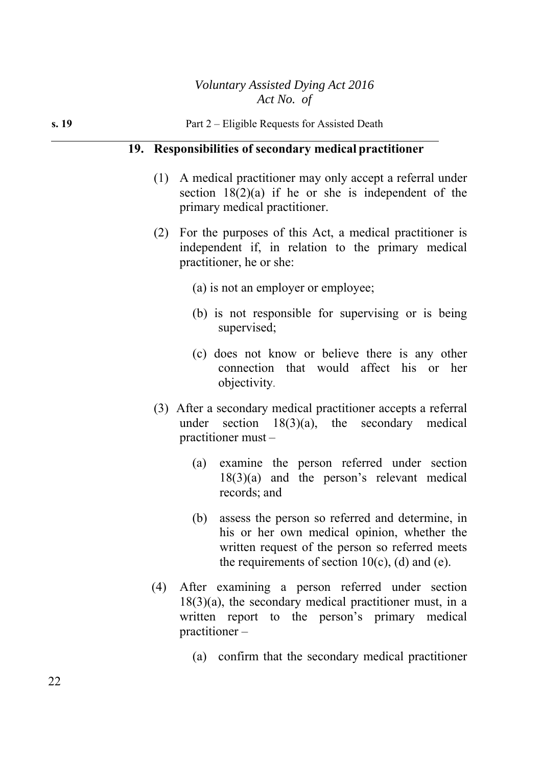## 19. Responsibilities of secondary medical practitioner

(1) A medical practitioner may only accept a referral under section 18(2)(a) if he or she is independent of the primary medical practitioner.

(2) For the purposes of this Act, a medical practitioner is independent if, in relation to the primary medical practitioner, he or she:

(a) is not an employer or employee;

(b) is not responsible for supervising or is being supervised;

(c) does not know or believe there is any other connection that would affect his or her objectivity.

(3) After a secondary medical practitioner accepts a referral under section 18(3)(a), the secondary medical practitioner must –

(a) examine the person referred under section 18(3)(a) and the person's relevant medical records; and

(b) assess the person so referred and determine, in his or her own medical opinion, whether the written request of the person so referred meets the requirements of section 10(c), (d) and (e).

(4) After examining a person referred under section 18(3)(a), the secondary medical practitioner must, in a written report to the person's primary medical practitioner –

(a) confirm that the secondary medical practitioner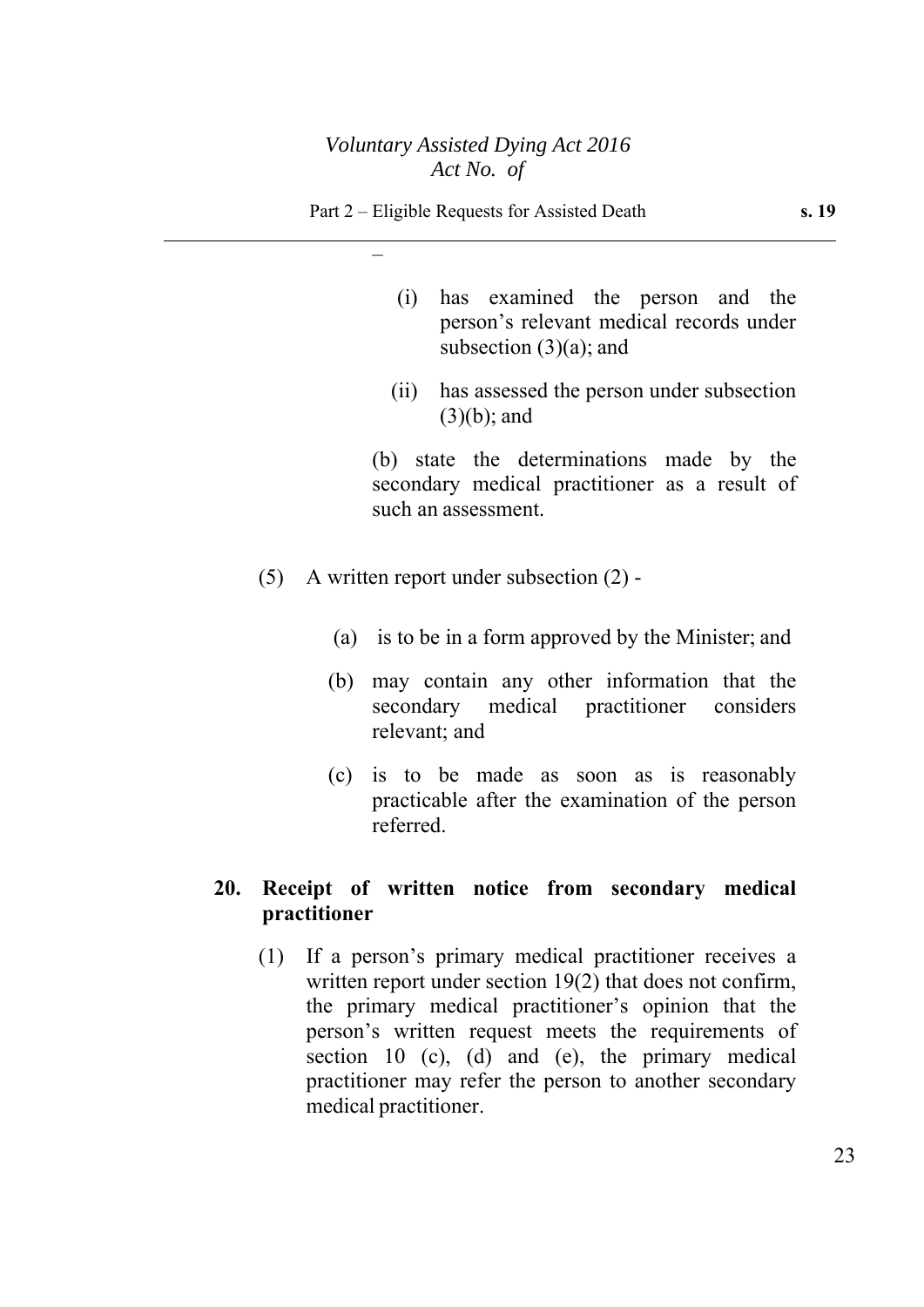–

(i) has examined the person and the person's relevant medical records under subsection (3)(a); and

(ii) has assessed the person under subsection (3)(b); and

(b) state the determinations made by the secondary medical practitioner as a result of such an assessment.

(5) A written report under subsection (2) -

(a) is to be in a form approved by the Minister; and

(b) may contain any other information that the secondary medical practitioner considers relevant; and

(c) is to be made as soon as is reasonably practicable after the examination of the person referred.

### 20. Receipt of written notice from secondary medical practitioner

(1) If a person's primary medical practitioner receives a written report under section 19(2) that does not confirm, the primary medical practitioner's opinion that the person's written request meets the requirements of section 10 (c), (d) and (e), the primary medical practitioner may refer the person to another secondary medical practitioner.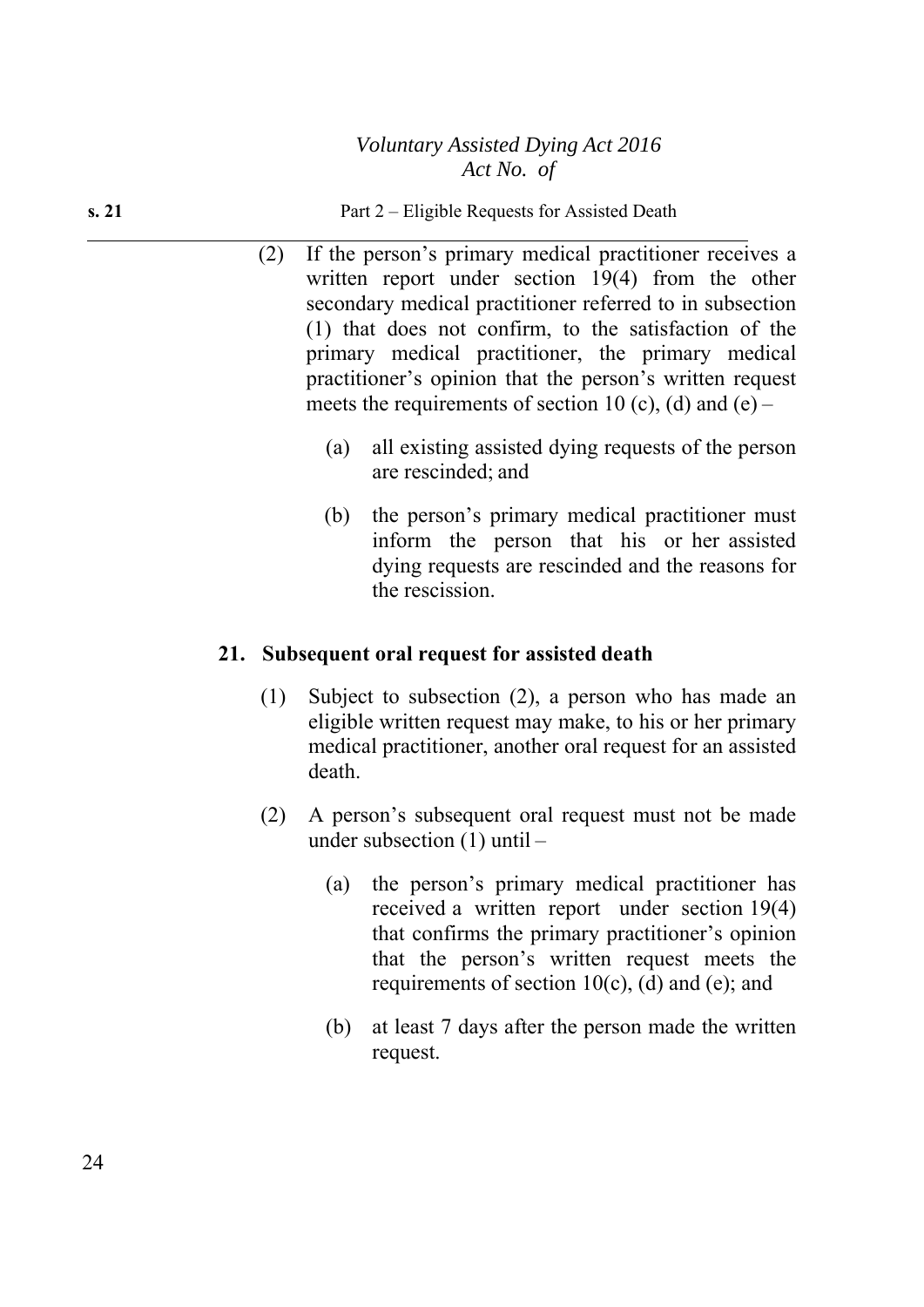(2) If the person's primary medical practitioner receives a written report under section 19(4) from the other secondary medical practitioner referred to in subsection (1) that does not confirm, to the satisfaction of the primary medical practitioner, the primary medical practitioner's opinion that the person's written request meets the requirements of section 10 (c), (d) and (e) –

(a) all existing assisted dying requests of the person are rescinded; and

(b) the person's primary medical practitioner must inform the person that his or her assisted dying requests are rescinded and the reasons for the rescission.

### 21. Subsequent oral request for assisted death

(1) Subject to subsection (2), a person who has made an eligible written request may make, to his or her primary medical practitioner, another oral request for an assisted death.

(2) A person's subsequent oral request must not be made under subsection (1) until –

(a) the person's primary medical practitioner has received a written report under section 19(4) that confirms the primary practitioner's opinion that the person's written request meets the requirements of section 10(c), (d) and (e); and

(b) at least 7 days after the person made the written request.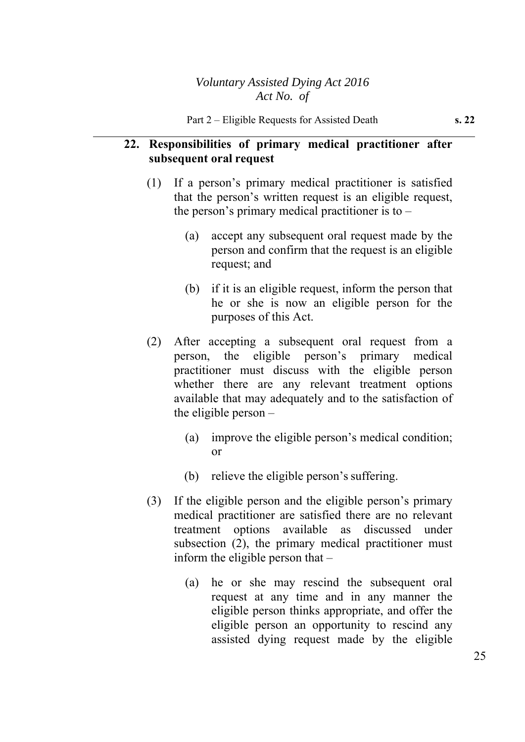**22. Responsibilities of primary medical practitioner after subsequent oral request**

(1) If a person's primary medical practitioner is satisfied that the person's written request is an eligible request, the person's primary medical practitioner is to –

(a) accept any subsequent oral request made by the person and confirm that the request is an eligible request; and

(b) if it is an eligible request, inform the person that he or she is now an eligible person for the purposes of this Act.

(2) After accepting a subsequent oral request from a person, the eligible person's primary medical practitioner must discuss with the eligible person whether there are any relevant treatment options available that may adequately and to the satisfaction of the eligible person –

(a) improve the eligible person's medical condition; or

(b) relieve the eligible person's suffering.

(3) If the eligible person and the eligible person's primary medical practitioner are satisfied there are no relevant treatment options available as discussed under subsection (2), the primary medical practitioner must inform the eligible person that –

(a) he or she may rescind the subsequent oral request at any time and in any manner the eligible person thinks appropriate, and offer the eligible person an opportunity to rescind any assisted dying request made by the eligible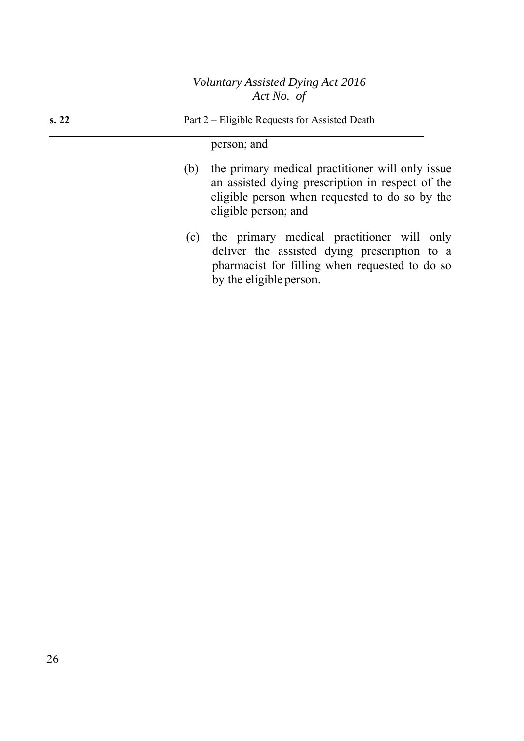person; and

(b) the primary medical practitioner will only issue an assisted dying prescription in respect of the eligible person when requested to do so by the eligible person; and

(c) the primary medical practitioner will only deliver the assisted dying prescription to a pharmacist for filling when requested to do so by the eligible person.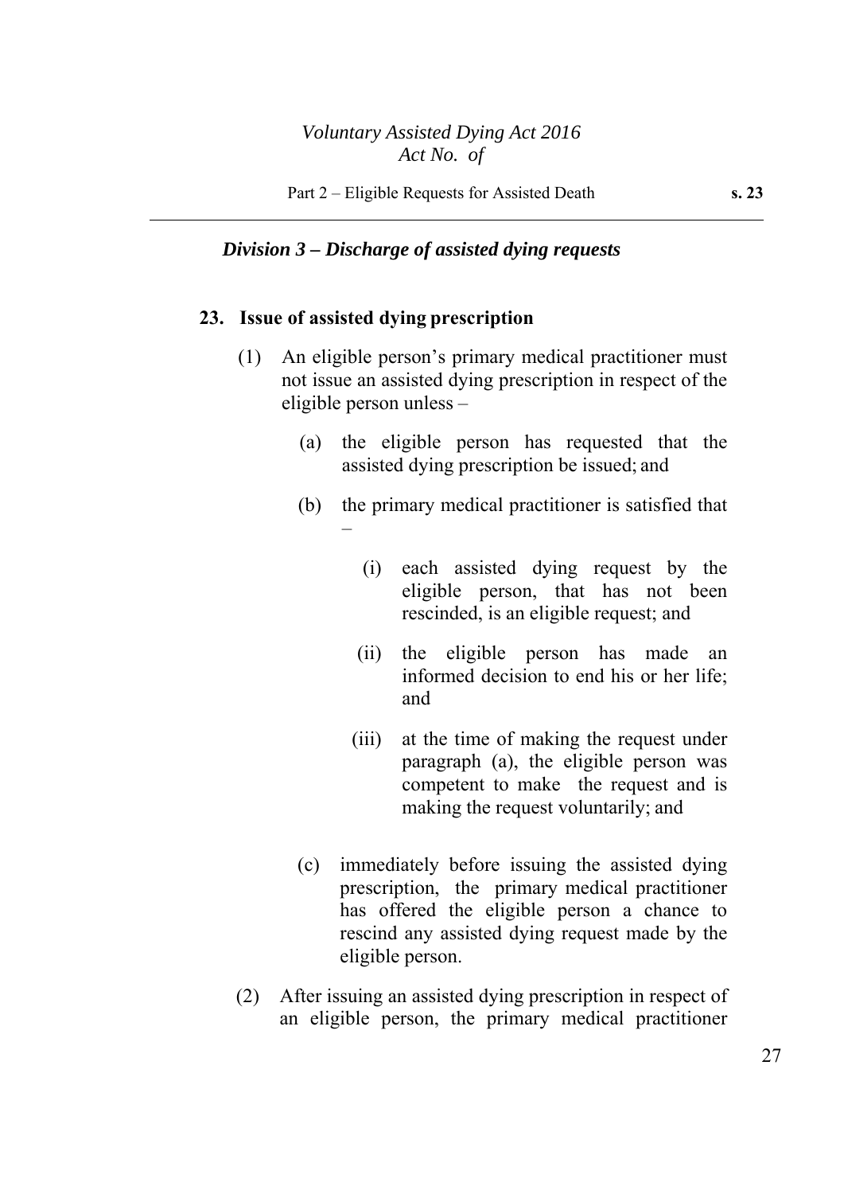### *Division 3 – Discharge of assisted dying requests*

**23. Issue of assisted dying prescription**

(1) An eligible person's primary medical practitioner must not issue an assisted dying prescription in respect of the eligible person unless –

(a) the eligible person has requested that the assisted dying prescription be issued; and

(b) the primary medical practitioner is satisfied that –

(i) each assisted dying request by the eligible person, that has not been rescinded, is an eligible request; and

(ii) the eligible person has made an informed decision to end his or her life; and

(iii) at the time of making the request under paragraph (a), the eligible person was competent to make the request and is making the request voluntarily; and

(c) immediately before issuing the assisted dying prescription, the primary medical practitioner has offered the eligible person a chance to rescind any assisted dying request made by the eligible person.

(2) After issuing an assisted dying prescription in respect of an eligible person, the primary medical practitioner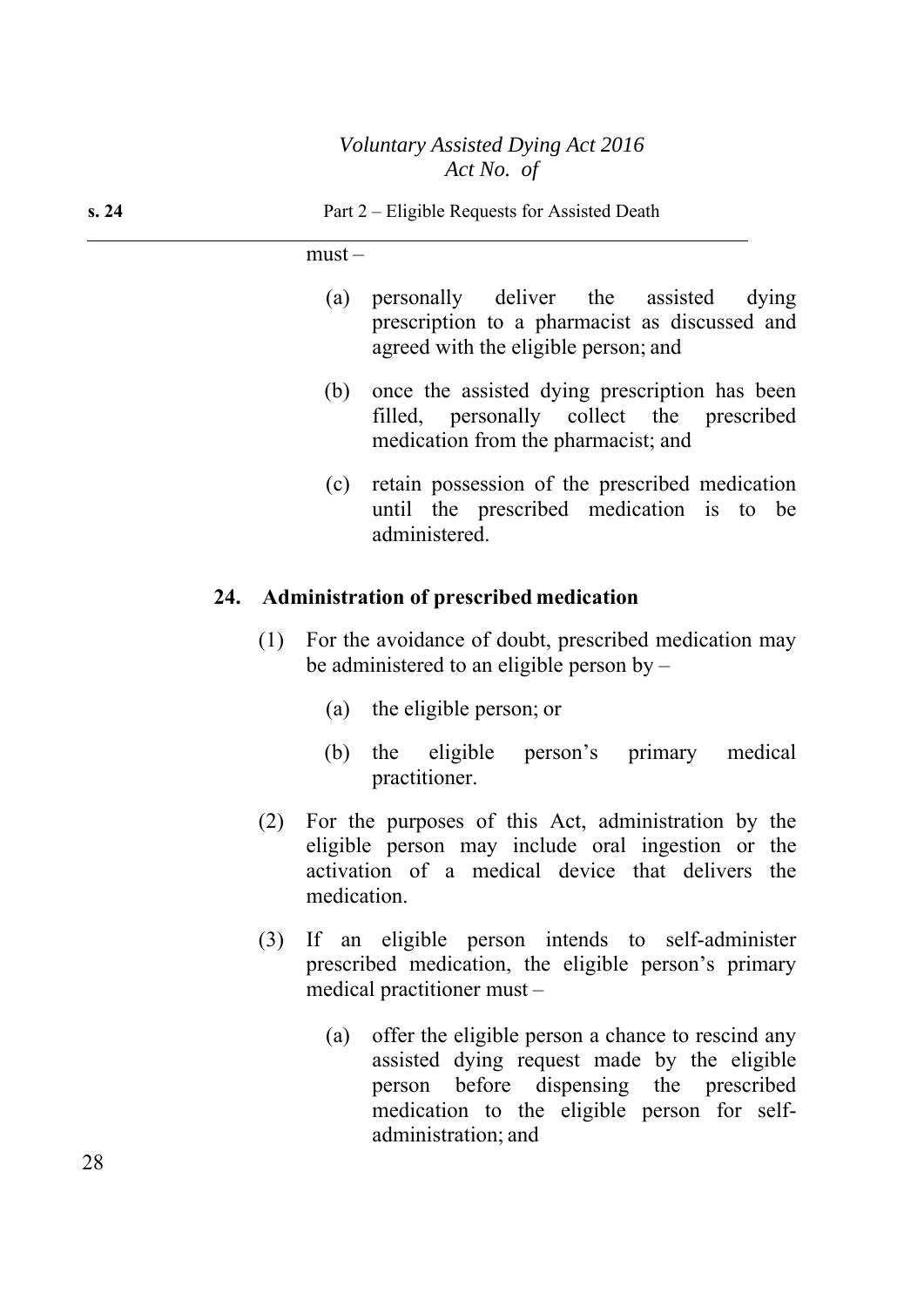must –

(a) personally deliver the assisted dying prescription to a pharmacist as discussed and agreed with the eligible person; and

(b) once the assisted dying prescription has been filled, personally collect the prescribed medication from the pharmacist; and

(c) retain possession of the prescribed medication until the prescribed medication is to be administered.

**24. Administration of prescribed medication**

(1) For the avoidance of doubt, prescribed medication may be administered to an eligible person by –

(a) the eligible person; or

(b) the eligible person's primary medical practitioner.

(2) For the purposes of this Act, administration by the eligible person may include oral ingestion or the activation of a medical device that delivers the medication.

(3) If an eligible person intends to self-administer prescribed medication, the eligible person's primary medical practitioner must –

(a) offer the eligible person a chance to rescind any assisted dying request made by the eligible person before dispensing the prescribed medication to the eligible person for self-administration; and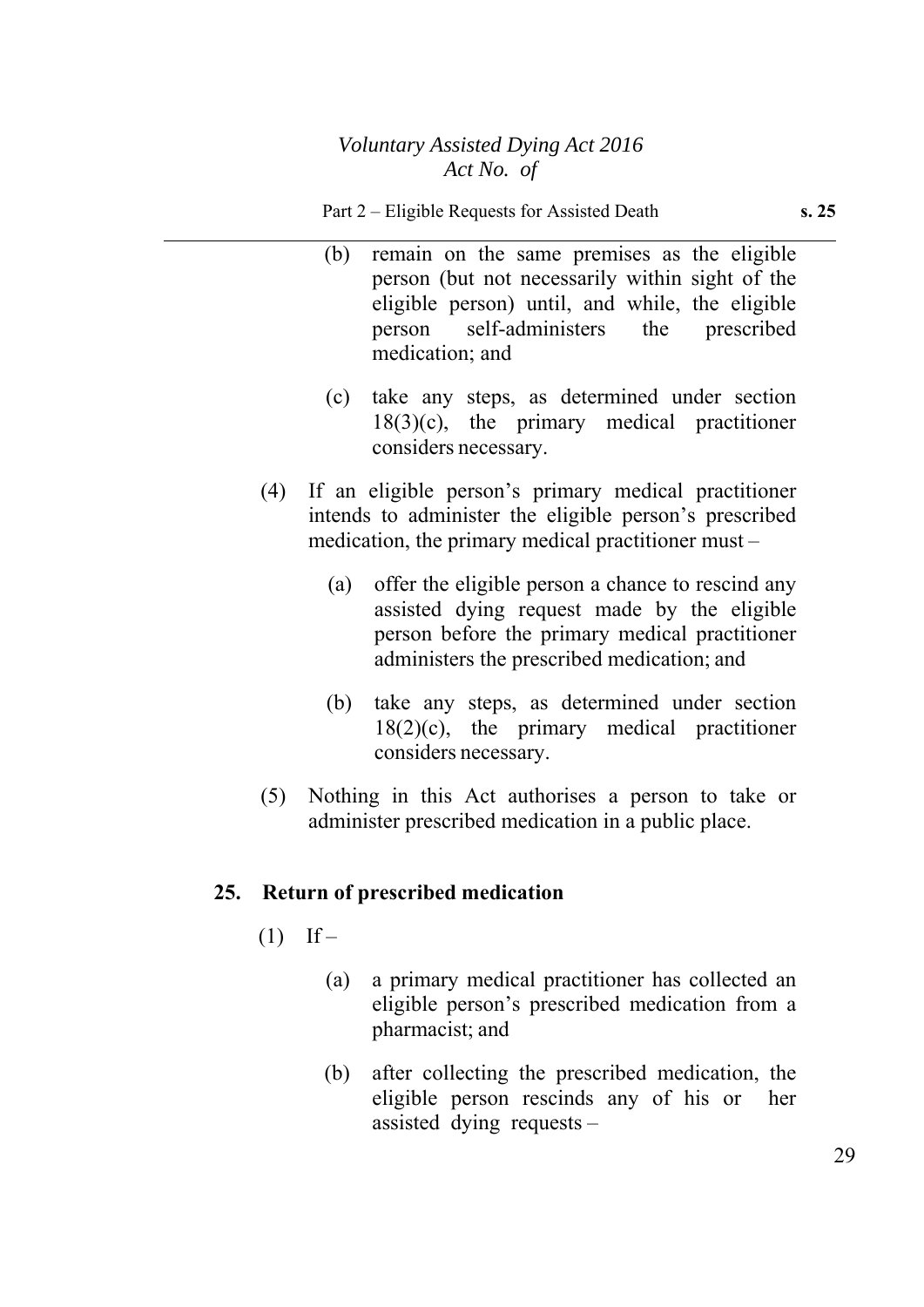(b) remain on the same premises as the eligible person (but not necessarily within sight of the eligible person) until, and while, the eligible person self-administers the prescribed medication; and

(c) take any steps, as determined under section 18(3)(c), the primary medical practitioner considers necessary.

(4) If an eligible person's primary medical practitioner intends to administer the eligible person's prescribed medication, the primary medical practitioner must –

(a) offer the eligible person a chance to rescind any assisted dying request made by the eligible person before the primary medical practitioner administers the prescribed medication; and

(b) take any steps, as determined under section 18(2)(c), the primary medical practitioner considers necessary.

(5) Nothing in this Act authorises a person to take or administer prescribed medication in a public place.

## 25. Return of prescribed medication

(1) If –

(a) a primary medical practitioner has collected an eligible person's prescribed medication from a pharmacist; and

(b) after collecting the prescribed medication, the eligible person rescinds any of his or her assisted dying requests –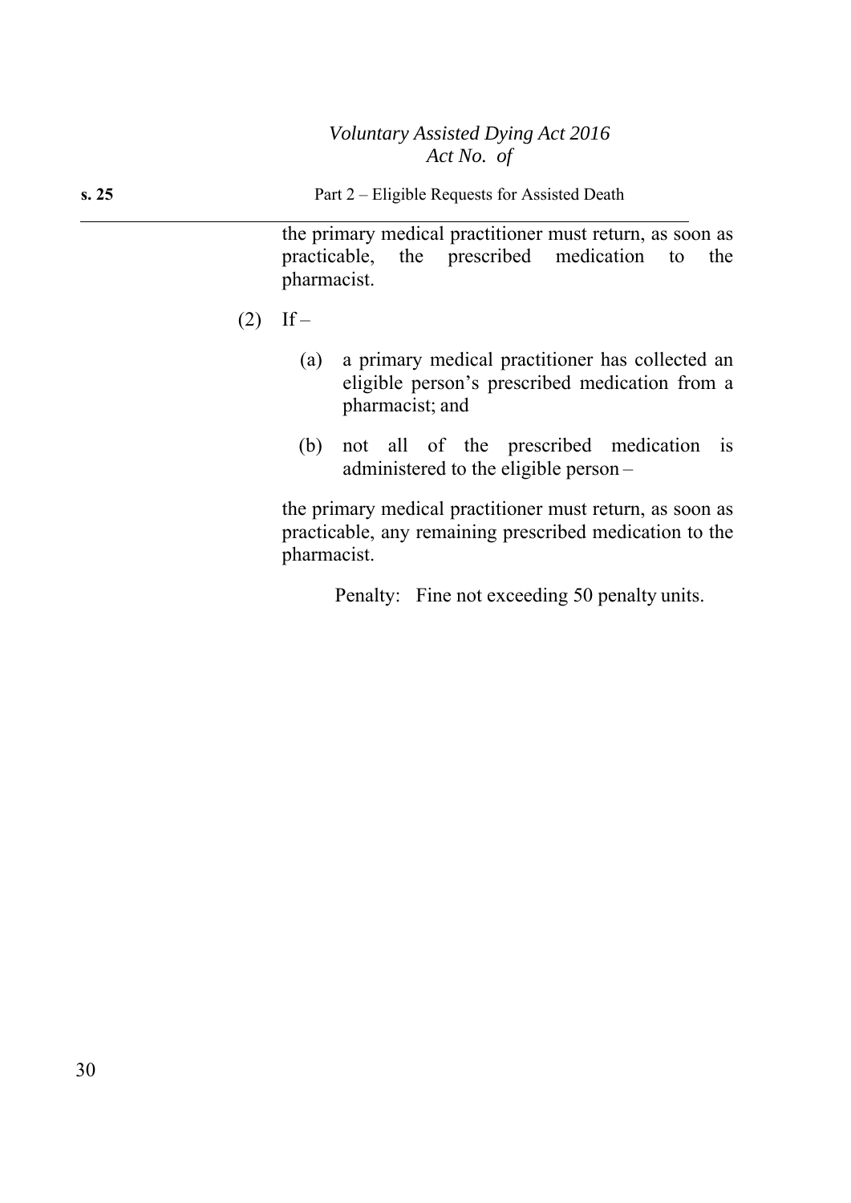the primary medical practitioner must return, as soon as practicable, the prescribed medication to the pharmacist.

(2) If –

(a) a primary medical practitioner has collected an eligible person's prescribed medication from a pharmacist; and

(b) not all of the prescribed medication is administered to the eligible person –

the primary medical practitioner must return, as soon as practicable, any remaining prescribed medication to the pharmacist.

Penalty: Fine not exceeding 50 penalty units.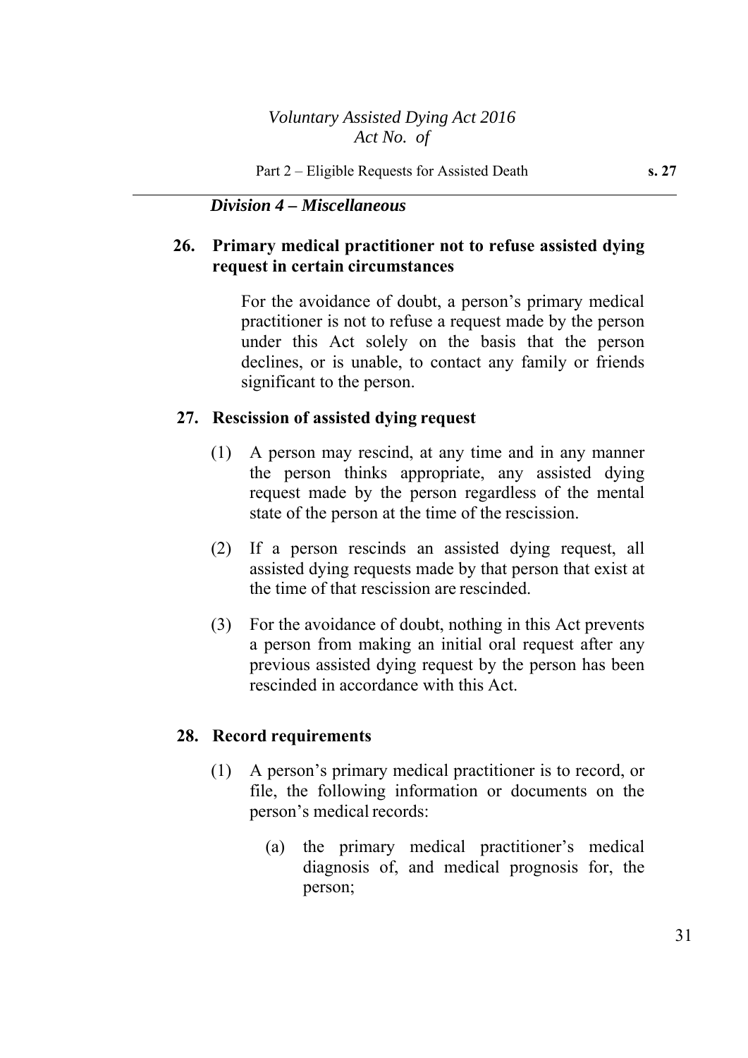*Division 4 – Miscellaneous*

**26. Primary medical practitioner not to refuse assisted dying request in certain circumstances**

For the avoidance of doubt, a person's primary medical practitioner is not to refuse a request made by the person under this Act solely on the basis that the person declines, or is unable, to contact any family or friends significant to the person.

**27. Rescission of assisted dying request**

(1) A person may rescind, at any time and in any manner the person thinks appropriate, any assisted dying request made by the person regardless of the mental state of the person at the time of the rescission.

(2) If a person rescinds an assisted dying request, all assisted dying requests made by that person that exist at the time of that rescission are rescinded.

(3) For the avoidance of doubt, nothing in this Act prevents a person from making an initial oral request after any previous assisted dying request by the person has been rescinded in accordance with this Act.

**28. Record requirements**

(1) A person's primary medical practitioner is to record, or file, the following information or documents on the person's medical records:

(a) the primary medical practitioner's medical diagnosis of, and medical prognosis for, the person;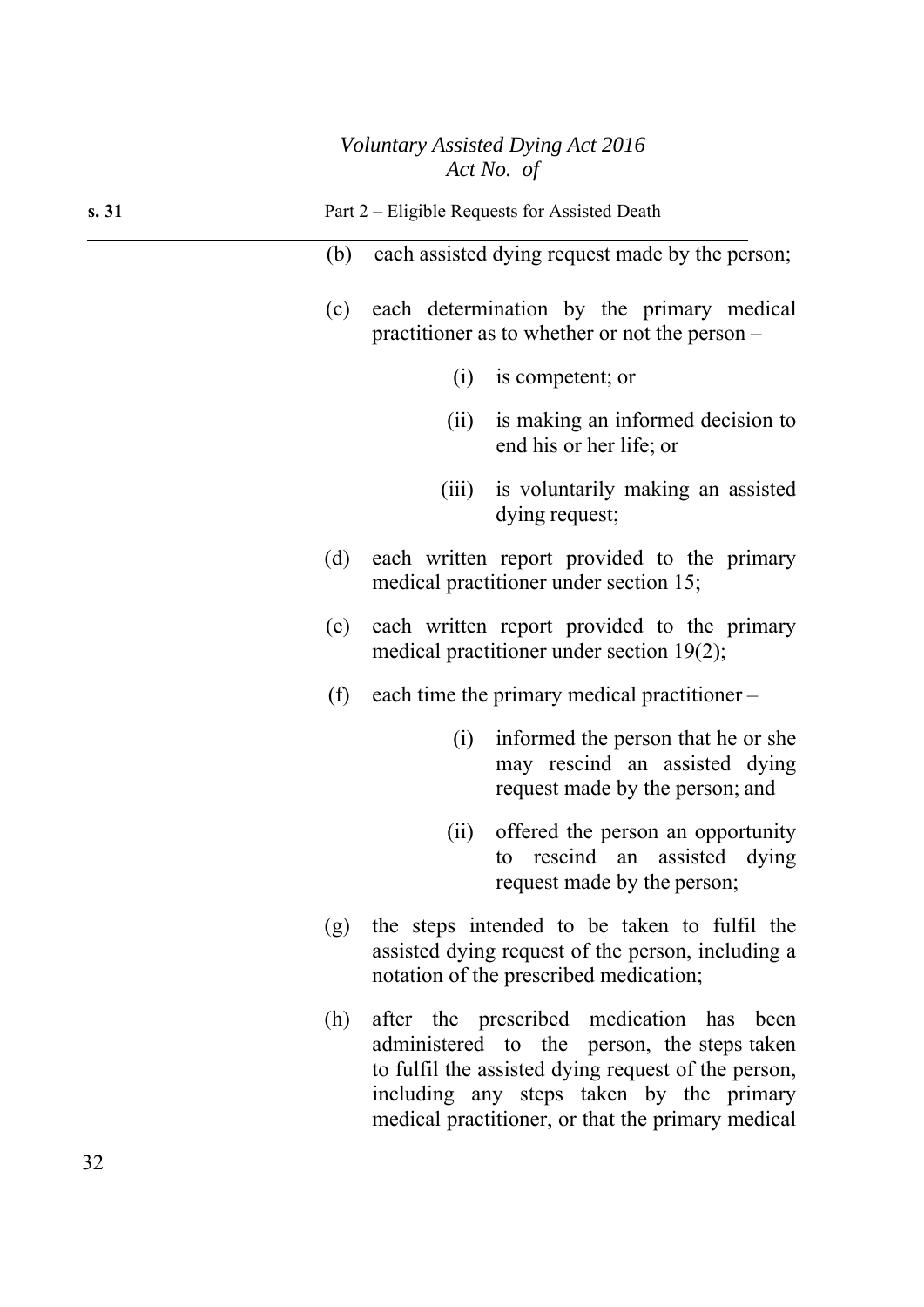(b) each assisted dying request made by the person;

(c) each determination by the primary medical practitioner as to whether or not the person –

  (i) is competent; or

  (ii) is making an informed decision to end his or her life; or

  (iii) is voluntarily making an assisted dying request;

(d) each written report provided to the primary medical practitioner under section 15;

(e) each written report provided to the primary medical practitioner under section 19(2);

(f) each time the primary medical practitioner –

  (i) informed the person that he or she may rescind an assisted dying request made by the person; and

  (ii) offered the person an opportunity to rescind an assisted dying request made by the person;

(g) the steps intended to be taken to fulfil the assisted dying request of the person, including a notation of the prescribed medication;

(h) after the prescribed medication has been administered to the person, the steps taken to fulfil the assisted dying request of the person, including any steps taken by the primary medical practitioner, or that the primary medical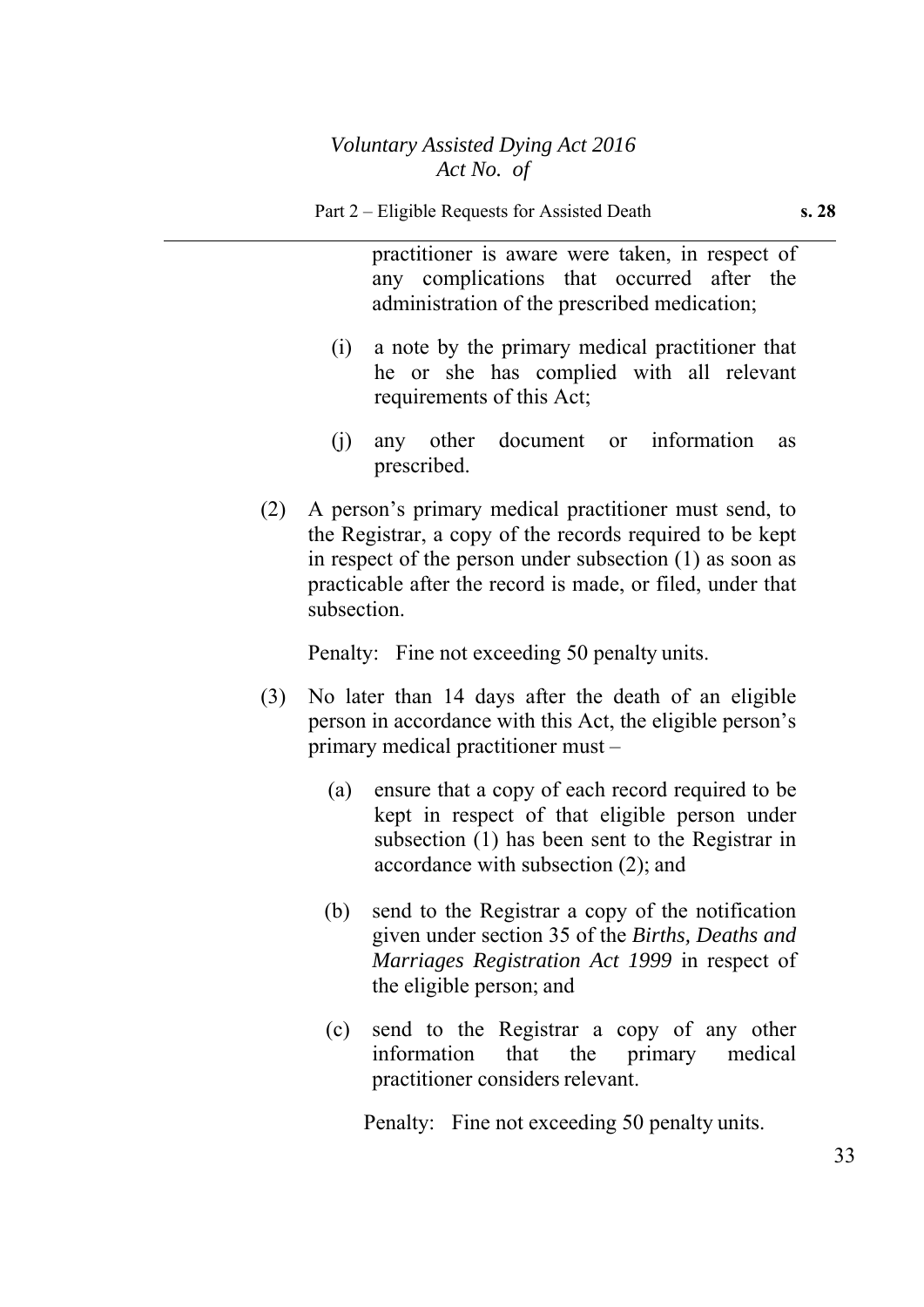practitioner is aware were taken, in respect of any complications that occurred after the administration of the prescribed medication;

(i) a note by the primary medical practitioner that he or she has complied with all relevant requirements of this Act;

(j) any other document or information as prescribed.

(2) A person's primary medical practitioner must send, to the Registrar, a copy of the records required to be kept in respect of the person under subsection (1) as soon as practicable after the record is made, or filed, under that subsection.

Penalty: Fine not exceeding 50 penalty units.

(3) No later than 14 days after the death of an eligible person in accordance with this Act, the eligible person's primary medical practitioner must –

(a) ensure that a copy of each record required to be kept in respect of that eligible person under subsection (1) has been sent to the Registrar in accordance with subsection (2); and

(b) send to the Registrar a copy of the notification given under section 35 of the *Births, Deaths and Marriages Registration Act 1999* in respect of the eligible person; and

(c) send to the Registrar a copy of any other information that the primary medical practitioner considers relevant.

Penalty: Fine not exceeding 50 penalty units.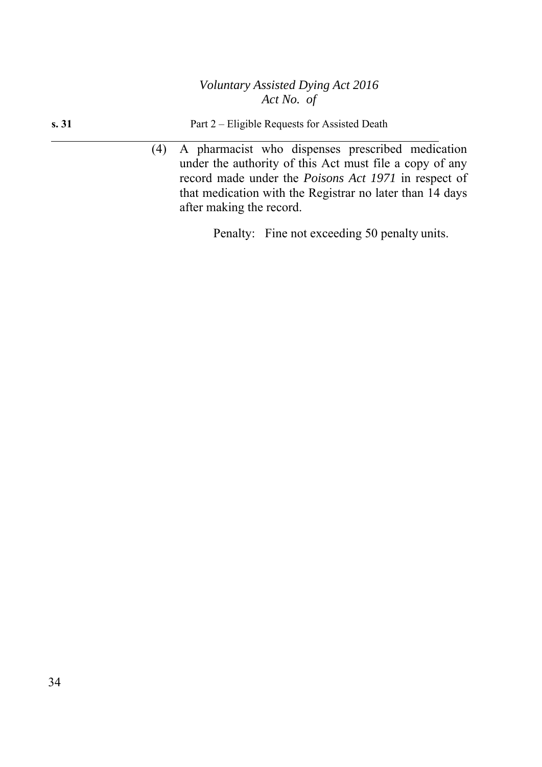(4) A pharmacist who dispenses prescribed medication under the authority of this Act must file a copy of any record made under the *Poisons Act 1971* in respect of that medication with the Registrar no later than 14 days after making the record.

Penalty: Fine not exceeding 50 penalty units.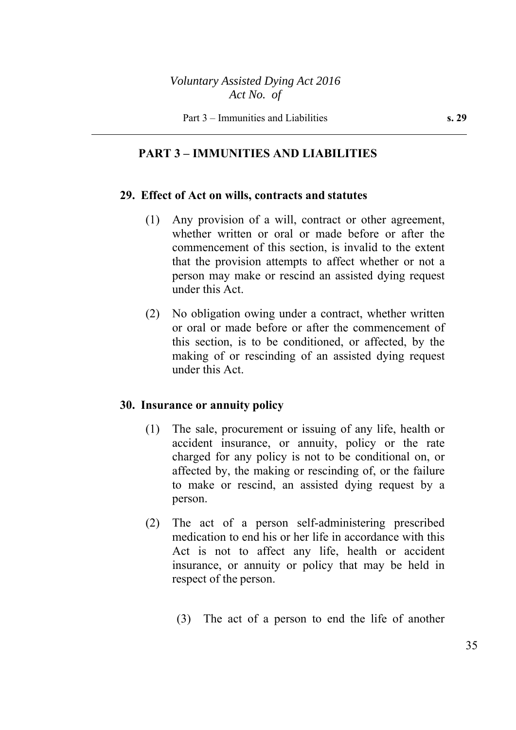## PART 3 – IMMUNITIES AND LIABILITIES

### 29. Effect of Act on wills, contracts and statutes

(1) Any provision of a will, contract or other agreement, whether written or oral or made before or after the commencement of this section, is invalid to the extent that the provision attempts to affect whether or not a person may make or rescind an assisted dying request under this Act.

(2) No obligation owing under a contract, whether written or oral or made before or after the commencement of this section, is to be conditioned, or affected, by the making of or rescinding of an assisted dying request under this Act.

### 30. Insurance or annuity policy

(1) The sale, procurement or issuing of any life, health or accident insurance, or annuity, policy or the rate charged for any policy is not to be conditional on, or affected by, the making or rescinding of, or the failure to make or rescind, an assisted dying request by a person.

(2) The act of a person self-administering prescribed medication to end his or her life in accordance with this Act is not to affect any life, health or accident insurance, or annuity or policy that may be held in respect of the person.

(3) The act of a person to end the life of another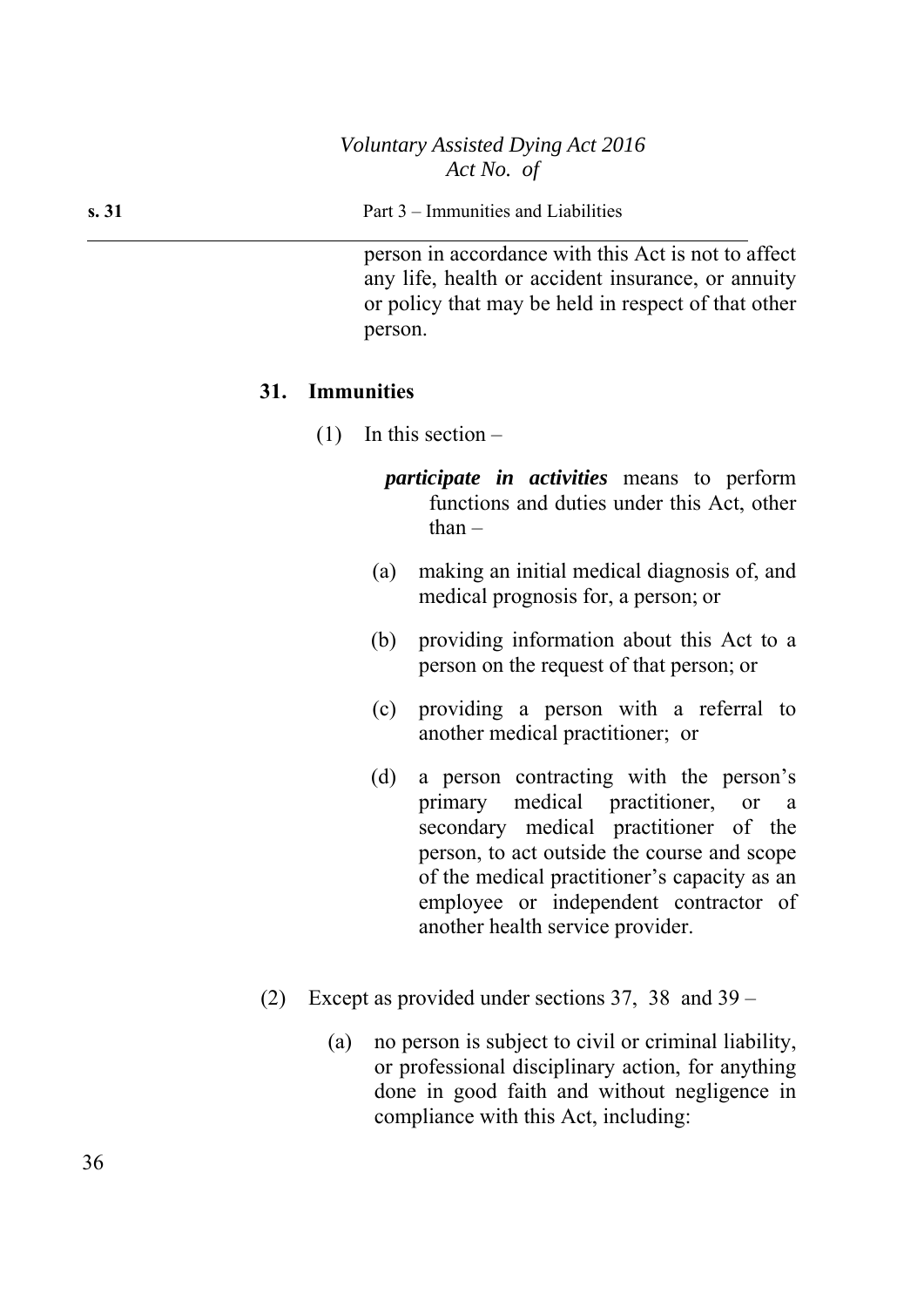person in accordance with this Act is not to affect any life, health or accident insurance, or annuity or policy that may be held in respect of that other person.

## 31. Immunities

(1) In this section –

***participate in activities*** means to perform functions and duties under this Act, other than –

(a) making an initial medical diagnosis of, and medical prognosis for, a person; or

(b) providing information about this Act to a person on the request of that person; or

(c) providing a person with a referral to another medical practitioner; or

(d) a person contracting with the person's primary medical practitioner, or a secondary medical practitioner of the person, to act outside the course and scope of the medical practitioner's capacity as an employee or independent contractor of another health service provider.

(2) Except as provided under sections 37, 38 and 39 –

(a) no person is subject to civil or criminal liability, or professional disciplinary action, for anything done in good faith and without negligence in compliance with this Act, including: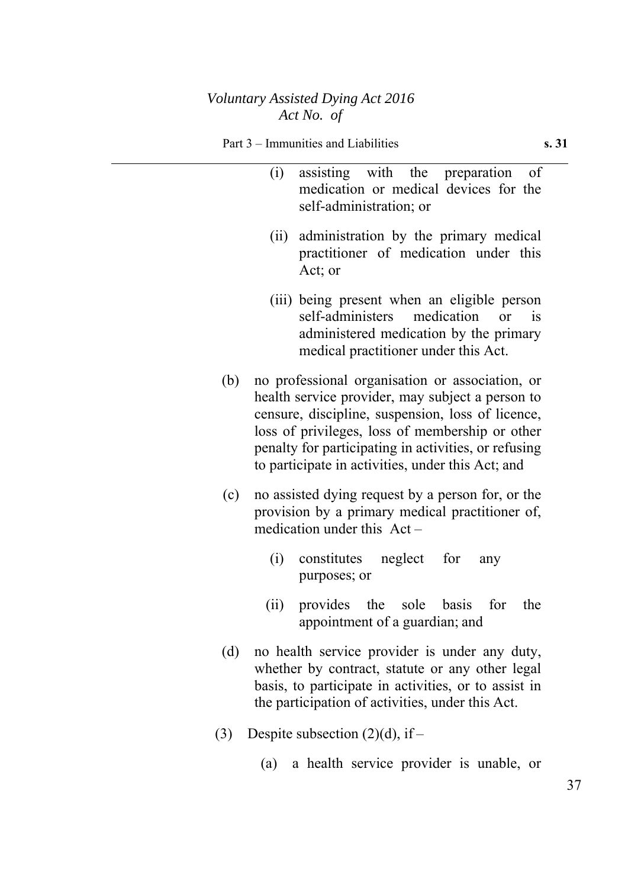(i) assisting with the preparation of medication or medical devices for the self-administration; or

(ii) administration by the primary medical practitioner of medication under this Act; or

(iii) being present when an eligible person self-administers medication or is administered medication by the primary medical practitioner under this Act.

(b) no professional organisation or association, or health service provider, may subject a person to censure, discipline, suspension, loss of licence, loss of privileges, loss of membership or other penalty for participating in activities, or refusing to participate in activities, under this Act; and

(c) no assisted dying request by a person for, or the provision by a primary medical practitioner of, medication under this Act –

(i) constitutes neglect for any purposes; or

(ii) provides the sole basis for the appointment of a guardian; and

(d) no health service provider is under any duty, whether by contract, statute or any other legal basis, to participate in activities, or to assist in the participation of activities, under this Act.

(3) Despite subsection (2)(d), if –

(a) a health service provider is unable, or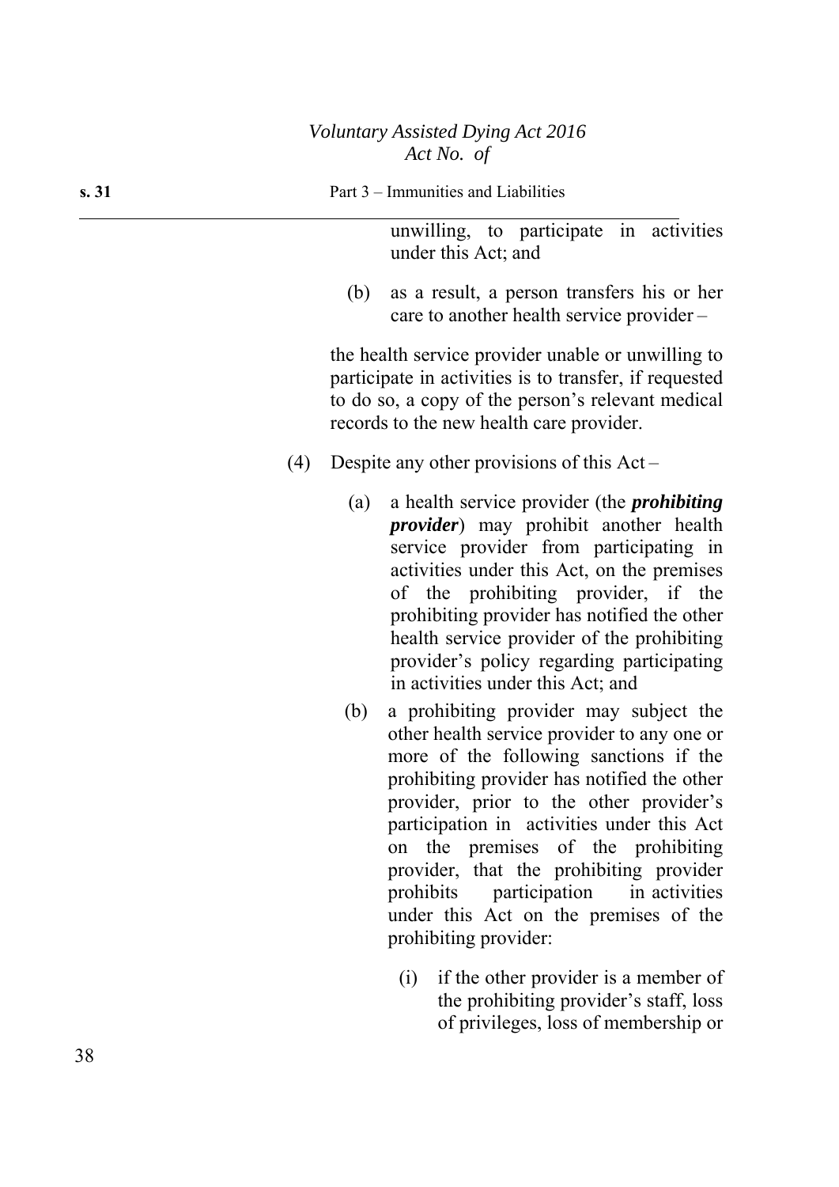unwilling, to participate in activities under this Act; and

(b) as a result, a person transfers his or her care to another health service provider –

the health service provider unable or unwilling to participate in activities is to transfer, if requested to do so, a copy of the person's relevant medical records to the new health care provider.

(4) Despite any other provisions of this Act –

(a) a health service provider (the ***prohibiting provider***) may prohibit another health service provider from participating in activities under this Act, on the premises of the prohibiting provider, if the prohibiting provider has notified the other health service provider of the prohibiting provider's policy regarding participating in activities under this Act; and

(b) a prohibiting provider may subject the other health service provider to any one or more of the following sanctions if the prohibiting provider has notified the other provider, prior to the other provider's participation in activities under this Act on the premises of the prohibiting provider, that the prohibiting provider prohibits participation in activities under this Act on the premises of the prohibiting provider:

(i) if the other provider is a member of the prohibiting provider's staff, loss of privileges, loss of membership or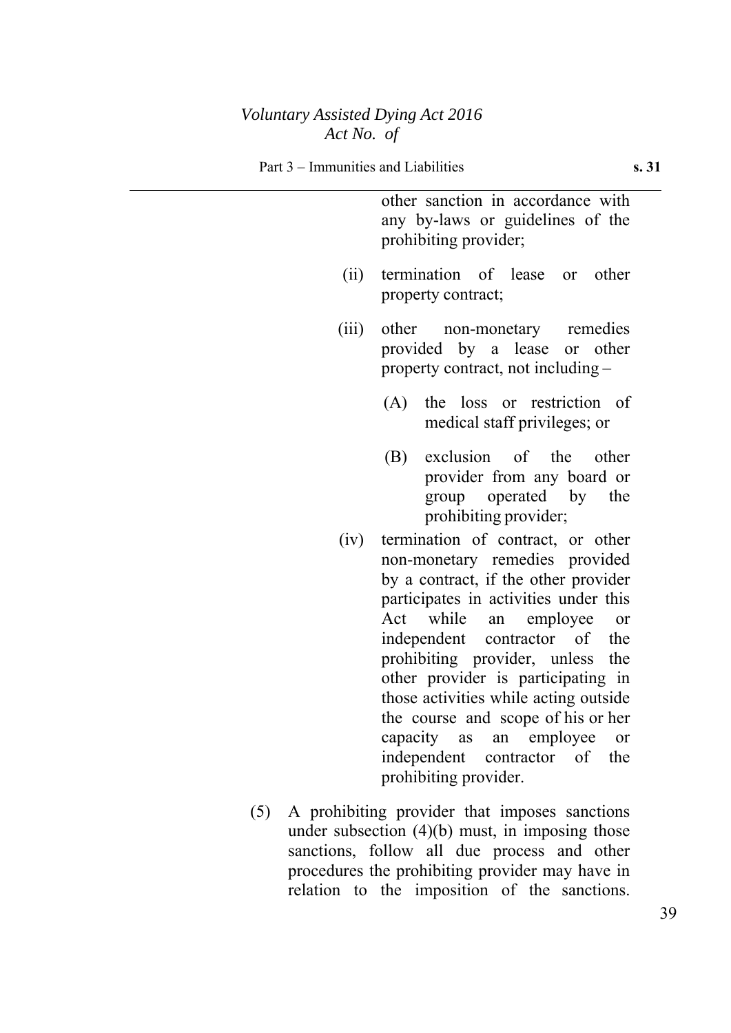other sanction in accordance with any by-laws or guidelines of the prohibiting provider;

(ii) termination of lease or other property contract;

(iii) other non-monetary remedies provided by a lease or other property contract, not including –

(A) the loss or restriction of medical staff privileges; or

(B) exclusion of the other provider from any board or group operated by the prohibiting provider;

(iv) termination of contract, or other non-monetary remedies provided by a contract, if the other provider participates in activities under this Act while an employee or independent contractor of the prohibiting provider, unless the other provider is participating in those activities while acting outside the course and scope of his or her capacity as an employee or independent contractor of the prohibiting provider.

(5) A prohibiting provider that imposes sanctions under subsection (4)(b) must, in imposing those sanctions, follow all due process and other procedures the prohibiting provider may have in relation to the imposition of the sanctions.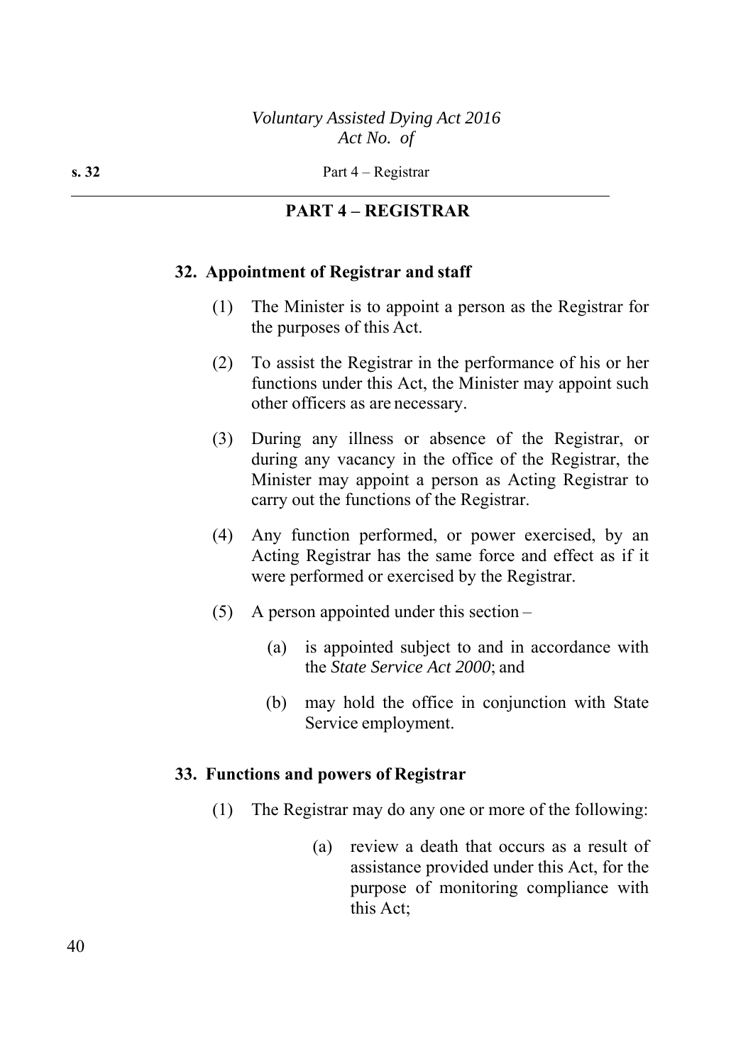## PART 4 – REGISTRAR

### 32. Appointment of Registrar and staff

(1) The Minister is to appoint a person as the Registrar for the purposes of this Act.

(2) To assist the Registrar in the performance of his or her functions under this Act, the Minister may appoint such other officers as are necessary.

(3) During any illness or absence of the Registrar, or during any vacancy in the office of the Registrar, the Minister may appoint a person as Acting Registrar to carry out the functions of the Registrar.

(4) Any function performed, or power exercised, by an Acting Registrar has the same force and effect as if it were performed or exercised by the Registrar.

(5) A person appointed under this section –

(a) is appointed subject to and in accordance with the *State Service Act 2000*; and

(b) may hold the office in conjunction with State Service employment.

### 33. Functions and powers of Registrar

(1) The Registrar may do any one or more of the following:

(a) review a death that occurs as a result of assistance provided under this Act, for the purpose of monitoring compliance with this Act;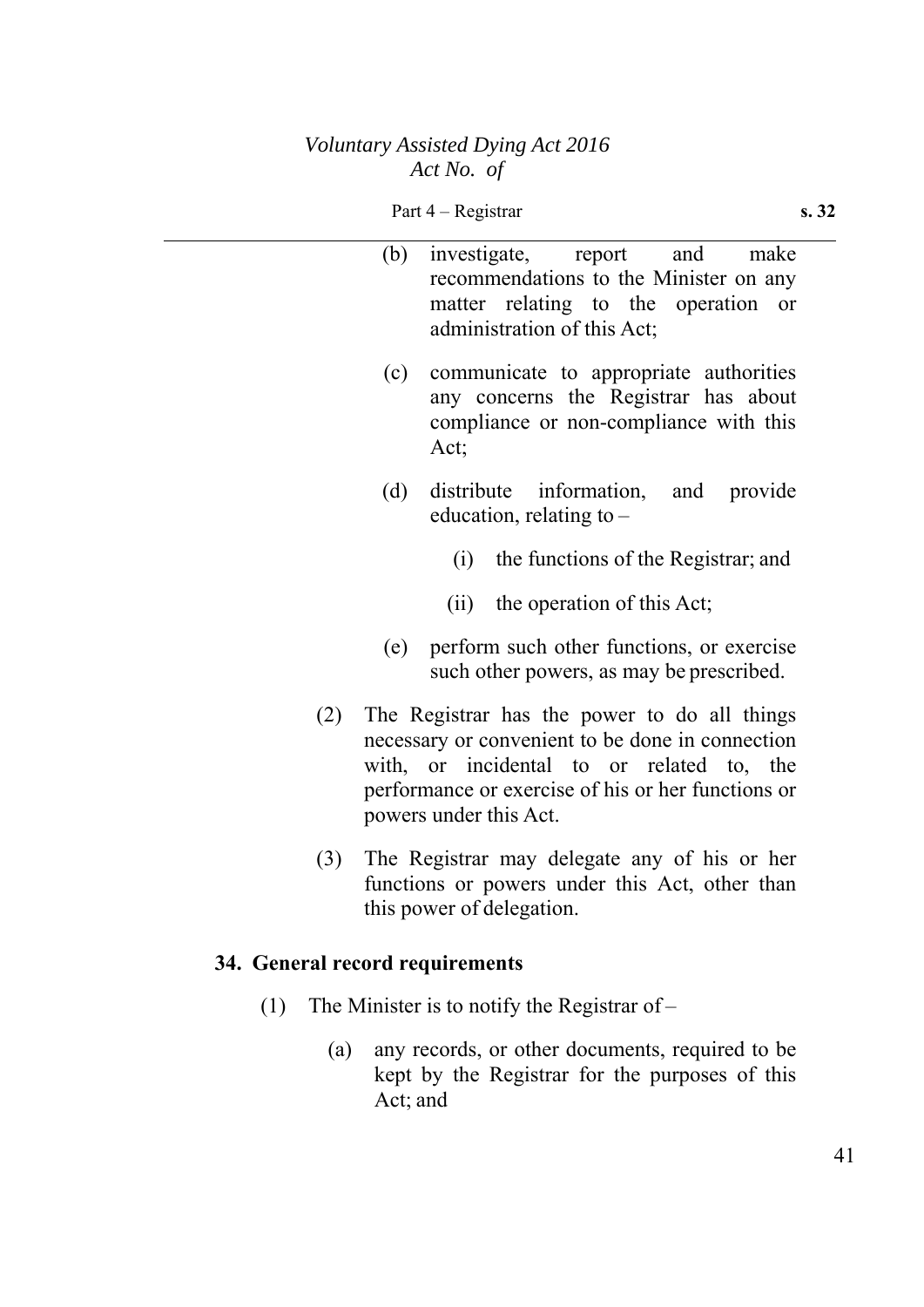(b) investigate, report and make recommendations to the Minister on any matter relating to the operation or administration of this Act;

(c) communicate to appropriate authorities any concerns the Registrar has about compliance or non-compliance with this Act;

(d) distribute information, and provide education, relating to –

  (i) the functions of the Registrar; and

  (ii) the operation of this Act;

(e) perform such other functions, or exercise such other powers, as may be prescribed.

(2) The Registrar has the power to do all things necessary or convenient to be done in connection with, or incidental to or related to, the performance or exercise of his or her functions or powers under this Act.

(3) The Registrar may delegate any of his or her functions or powers under this Act, other than this power of delegation.

### 34. General record requirements

(1) The Minister is to notify the Registrar of –

(a) any records, or other documents, required to be kept by the Registrar for the purposes of this Act; and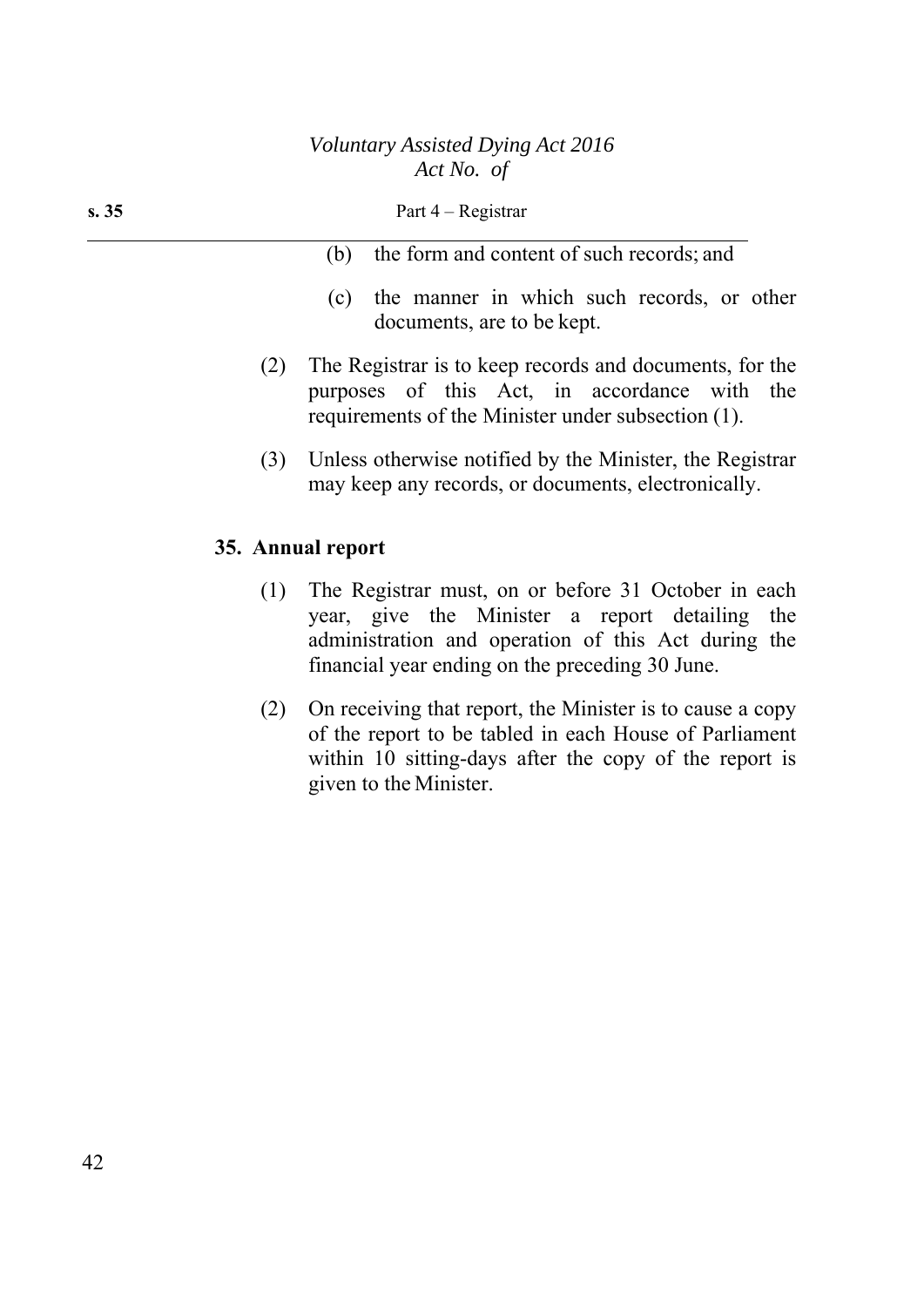(b) the form and content of such records; and

(c) the manner in which such records, or other documents, are to be kept.

(2) The Registrar is to keep records and documents, for the purposes of this Act, in accordance with the requirements of the Minister under subsection (1).

(3) Unless otherwise notified by the Minister, the Registrar may keep any records, or documents, electronically.

**35. Annual report**

(1) The Registrar must, on or before 31 October in each year, give the Minister a report detailing the administration and operation of this Act during the financial year ending on the preceding 30 June.

(2) On receiving that report, the Minister is to cause a copy of the report to be tabled in each House of Parliament within 10 sitting-days after the copy of the report is given to the Minister.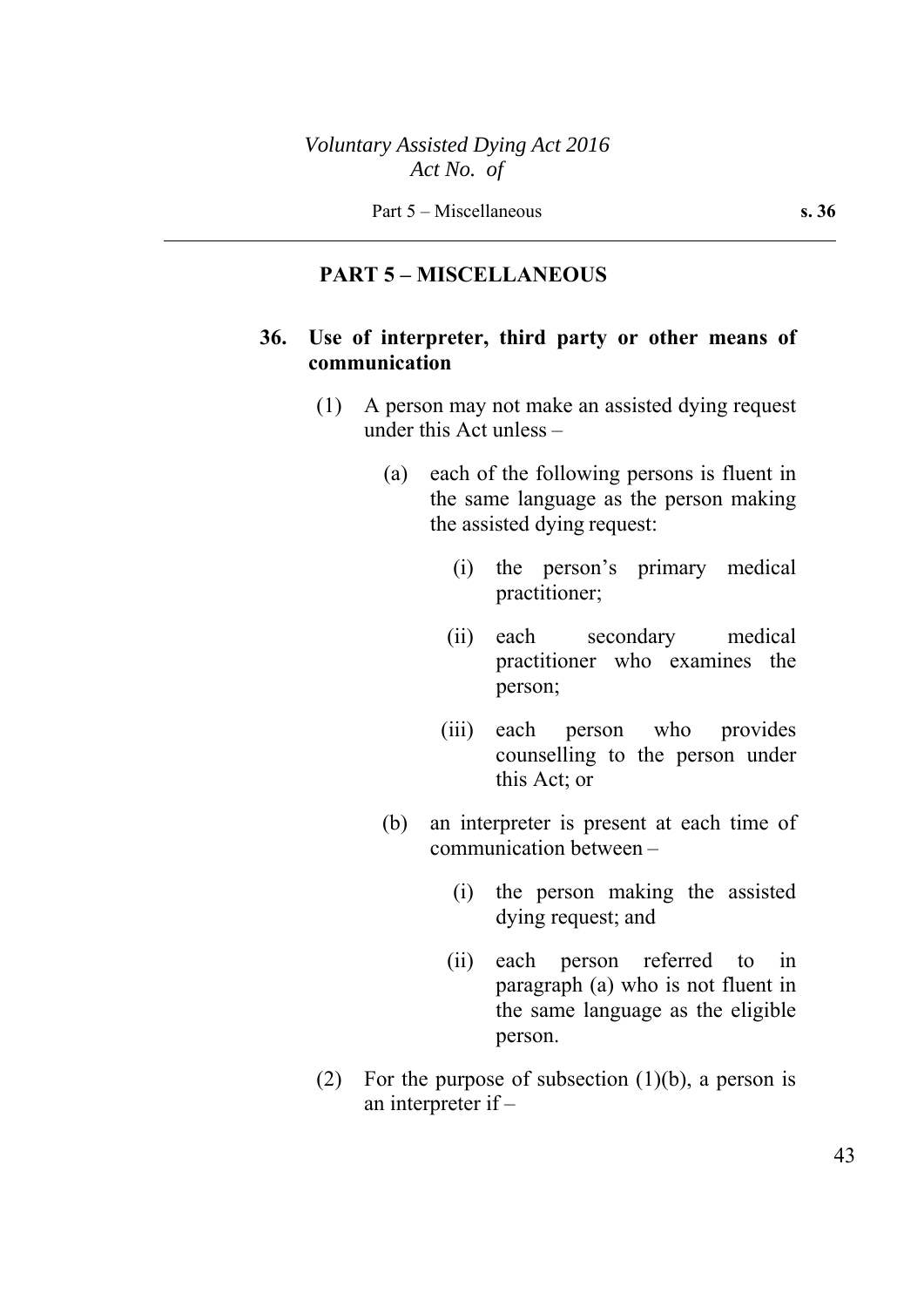## PART 5 – MISCELLANEOUS

### 36. Use of interpreter, third party or other means of communication

(1) A person may not make an assisted dying request under this Act unless –

(a) each of the following persons is fluent in the same language as the person making the assisted dying request:

(i) the person's primary medical practitioner;

(ii) each secondary medical practitioner who examines the person;

(iii) each person who provides counselling to the person under this Act; or

(b) an interpreter is present at each time of communication between –

(i) the person making the assisted dying request; and

(ii) each person referred to in paragraph (a) who is not fluent in the same language as the eligible person.

(2) For the purpose of subsection (1)(b), a person is an interpreter if –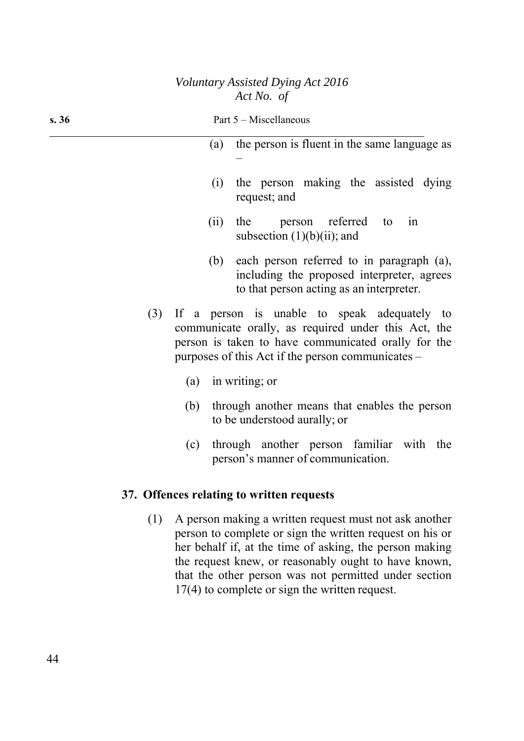(a) the person is fluent in the same language as –

(i) the person making the assisted dying request; and

(ii) the person referred to in subsection (1)(b)(ii); and

(b) each person referred to in paragraph (a), including the proposed interpreter, agrees to that person acting as an interpreter.

(3) If a person is unable to speak adequately to communicate orally, as required under this Act, the person is taken to have communicated orally for the purposes of this Act if the person communicates –

(a) in writing; or

(b) through another means that enables the person to be understood aurally; or

(c) through another person familiar with the person's manner of communication.

## 37. Offences relating to written requests

(1) A person making a written request must not ask another person to complete or sign the written request on his or her behalf if, at the time of asking, the person making the request knew, or reasonably ought to have known, that the other person was not permitted under section 17(4) to complete or sign the written request.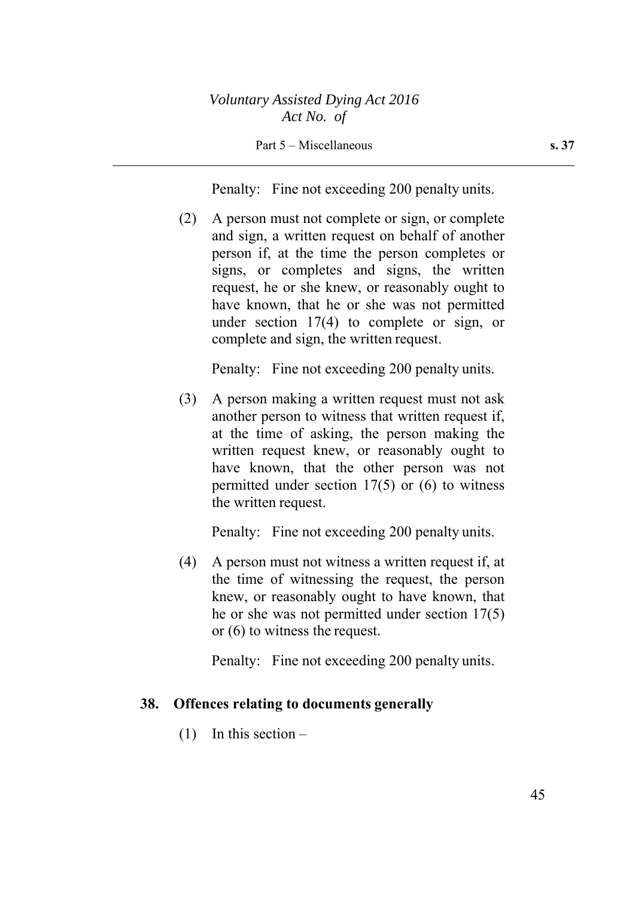Penalty: Fine not exceeding 200 penalty units.

(2) A person must not complete or sign, or complete and sign, a written request on behalf of another person if, at the time the person completes or signs, or completes and signs, the written request, he or she knew, or reasonably ought to have known, that he or she was not permitted under section 17(4) to complete or sign, or complete and sign, the written request.

Penalty: Fine not exceeding 200 penalty units.

(3) A person making a written request must not ask another person to witness that written request if, at the time of asking, the person making the written request knew, or reasonably ought to have known, that the other person was not permitted under section 17(5) or (6) to witness the written request.

Penalty: Fine not exceeding 200 penalty units.

(4) A person must not witness a written request if, at the time of witnessing the request, the person knew, or reasonably ought to have known, that he or she was not permitted under section 17(5) or (6) to witness the request.

Penalty: Fine not exceeding 200 penalty units.

### 38. Offences relating to documents generally

(1) In this section –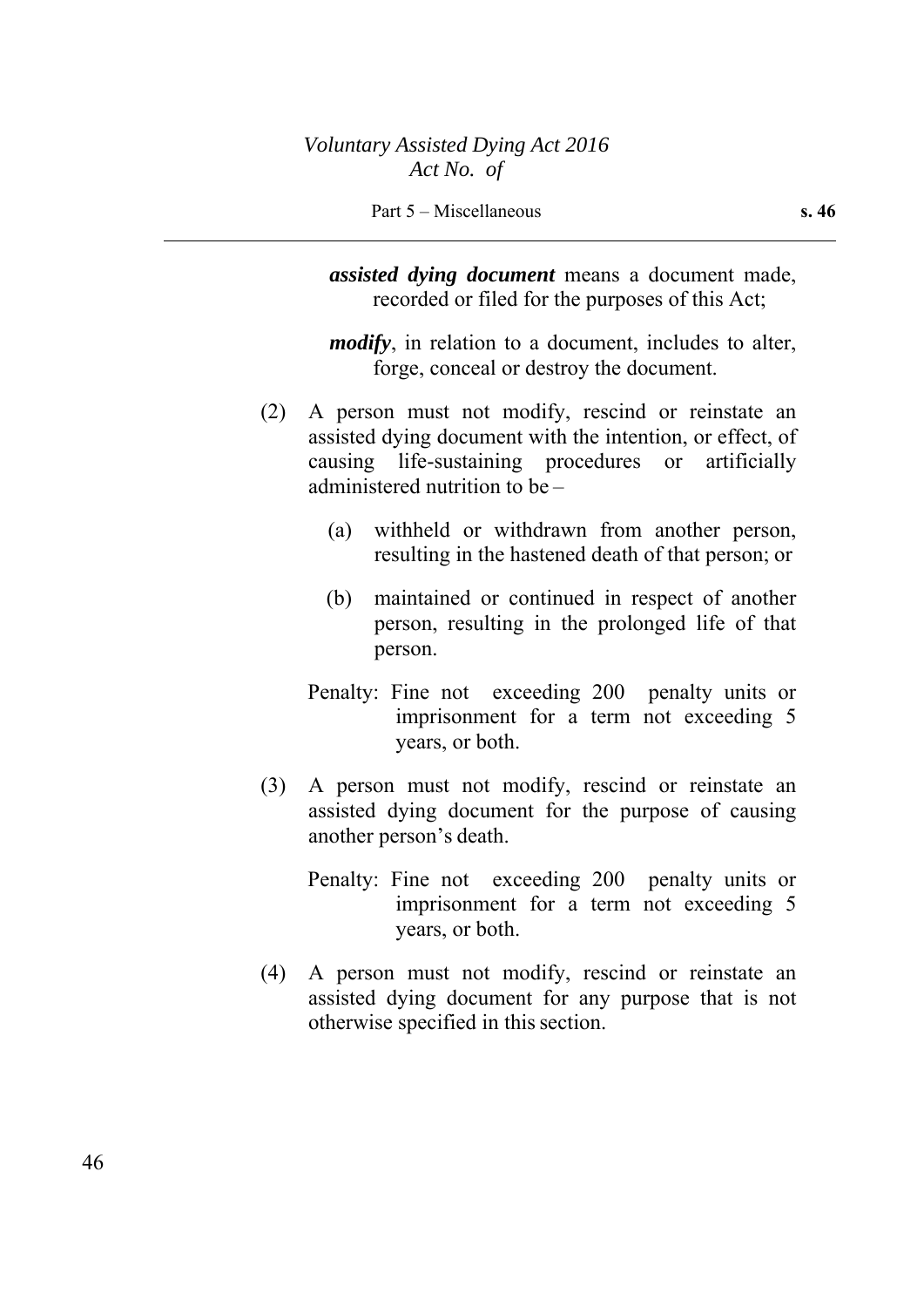***assisted dying document*** means a document made, recorded or filed for the purposes of this Act;

***modify***, in relation to a document, includes to alter, forge, conceal or destroy the document.

(2) A person must not modify, rescind or reinstate an assisted dying document with the intention, or effect, of causing life-sustaining procedures or artificially administered nutrition to be –

(a) withheld or withdrawn from another person, resulting in the hastened death of that person; or

(b) maintained or continued in respect of another person, resulting in the prolonged life of that person.

Penalty: Fine not exceeding 200 penalty units or imprisonment for a term not exceeding 5 years, or both.

(3) A person must not modify, rescind or reinstate an assisted dying document for the purpose of causing another person's death.

Penalty: Fine not exceeding 200 penalty units or imprisonment for a term not exceeding 5 years, or both.

(4) A person must not modify, rescind or reinstate an assisted dying document for any purpose that is not otherwise specified in this section.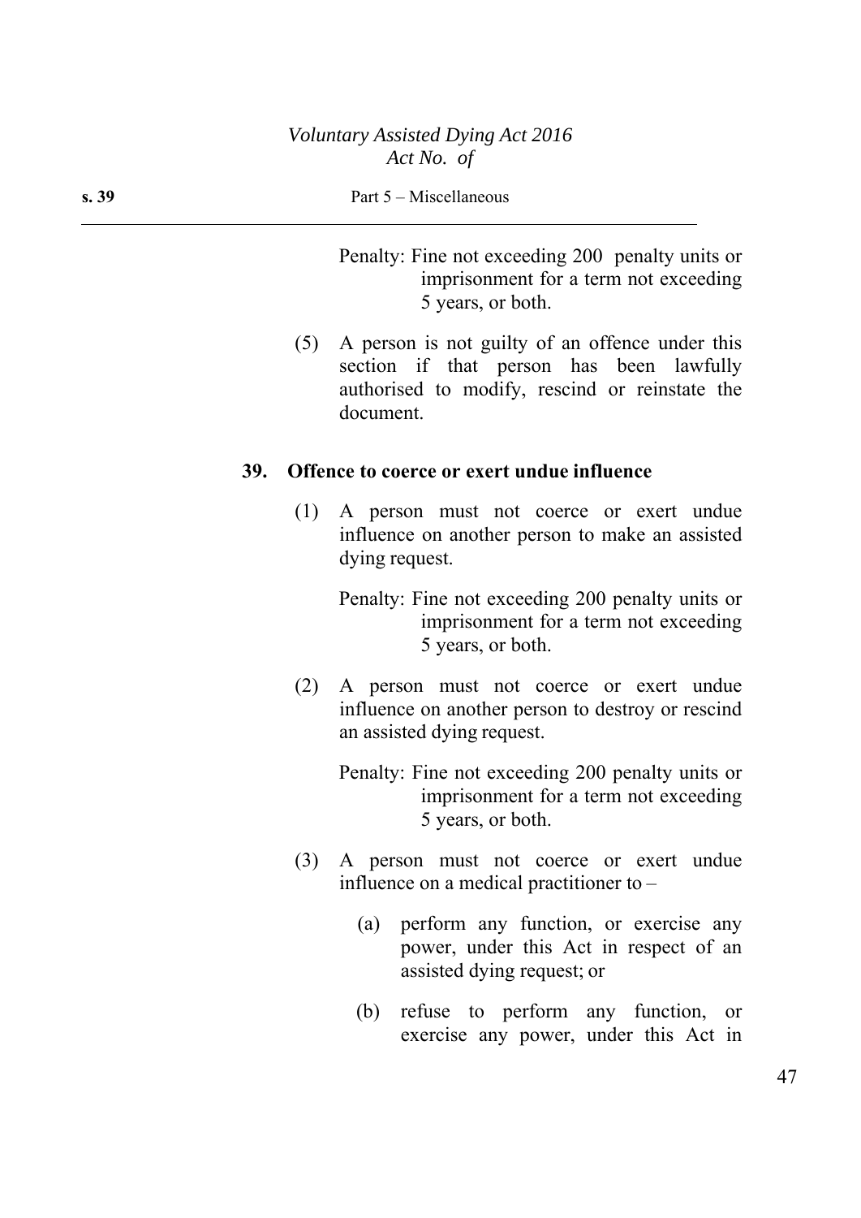Penalty: Fine not exceeding 200 penalty units or imprisonment for a term not exceeding 5 years, or both.

(5) A person is not guilty of an offence under this section if that person has been lawfully authorised to modify, rescind or reinstate the document.

**39. Offence to coerce or exert undue influence**

(1) A person must not coerce or exert undue influence on another person to make an assisted dying request.

Penalty: Fine not exceeding 200 penalty units or imprisonment for a term not exceeding 5 years, or both.

(2) A person must not coerce or exert undue influence on another person to destroy or rescind an assisted dying request.

Penalty: Fine not exceeding 200 penalty units or imprisonment for a term not exceeding 5 years, or both.

(3) A person must not coerce or exert undue influence on a medical practitioner to –

(a) perform any function, or exercise any power, under this Act in respect of an assisted dying request; or

(b) refuse to perform any function, or exercise any power, under this Act in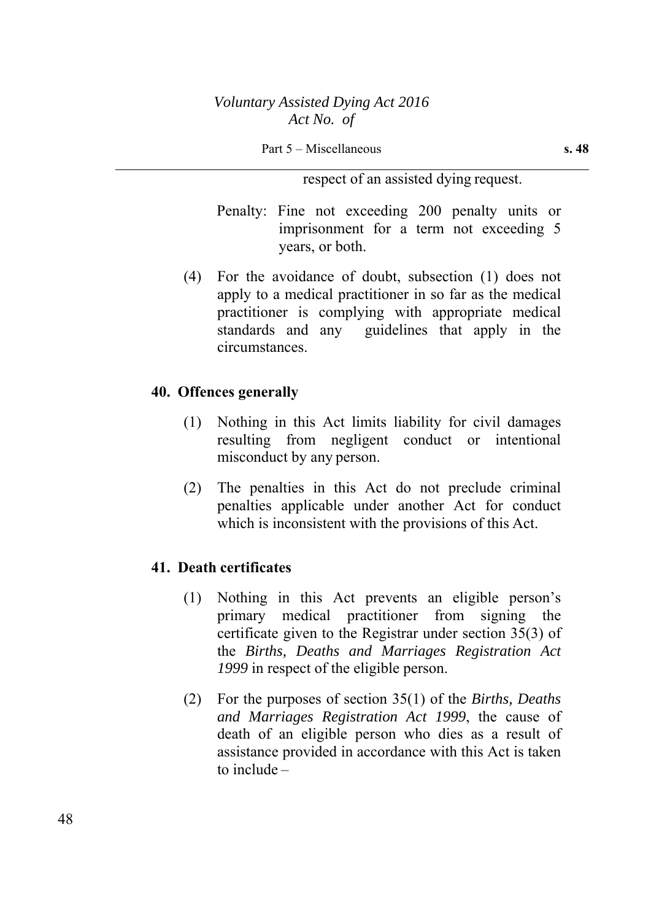respect of an assisted dying request.

Penalty: Fine not exceeding 200 penalty units or imprisonment for a term not exceeding 5 years, or both.

(4) For the avoidance of doubt, subsection (1) does not apply to a medical practitioner in so far as the medical practitioner is complying with appropriate medical standards and any guidelines that apply in the circumstances.

### 40. Offences generally

(1) Nothing in this Act limits liability for civil damages resulting from negligent conduct or intentional misconduct by any person.

(2) The penalties in this Act do not preclude criminal penalties applicable under another Act for conduct which is inconsistent with the provisions of this Act.

### 41. Death certificates

(1) Nothing in this Act prevents an eligible person's primary medical practitioner from signing the certificate given to the Registrar under section 35(3) of the *Births, Deaths and Marriages Registration Act 1999* in respect of the eligible person.

(2) For the purposes of section 35(1) of the *Births, Deaths and Marriages Registration Act 1999*, the cause of death of an eligible person who dies as a result of assistance provided in accordance with this Act is taken to include –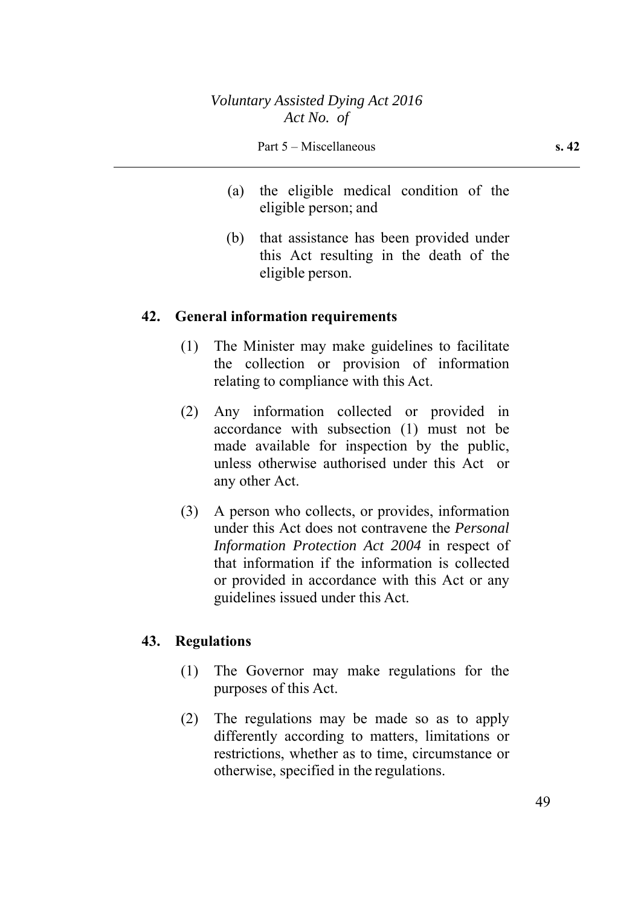(a) the eligible medical condition of the eligible person; and

(b) that assistance has been provided under this Act resulting in the death of the eligible person.

## 42. General information requirements

(1) The Minister may make guidelines to facilitate the collection or provision of information relating to compliance with this Act.

(2) Any information collected or provided in accordance with subsection (1) must not be made available for inspection by the public, unless otherwise authorised under this Act or any other Act.

(3) A person who collects, or provides, information under this Act does not contravene the *Personal Information Protection Act 2004* in respect of that information if the information is collected or provided in accordance with this Act or any guidelines issued under this Act.

## 43. Regulations

(1) The Governor may make regulations for the purposes of this Act.

(2) The regulations may be made so as to apply differently according to matters, limitations or restrictions, whether as to time, circumstance or otherwise, specified in the regulations.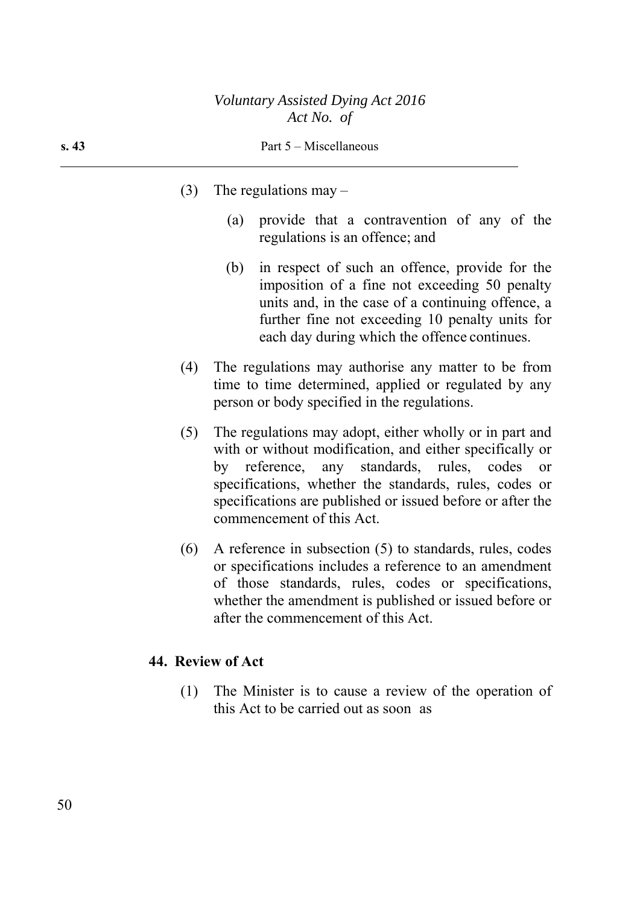(3) The regulations may –

(a) provide that a contravention of any of the regulations is an offence; and

(b) in respect of such an offence, provide for the imposition of a fine not exceeding 50 penalty units and, in the case of a continuing offence, a further fine not exceeding 10 penalty units for each day during which the offence continues.

(4) The regulations may authorise any matter to be from time to time determined, applied or regulated by any person or body specified in the regulations.

(5) The regulations may adopt, either wholly or in part and with or without modification, and either specifically or by reference, any standards, rules, codes or specifications, whether the standards, rules, codes or specifications are published or issued before or after the commencement of this Act.

(6) A reference in subsection (5) to standards, rules, codes or specifications includes a reference to an amendment of those standards, rules, codes or specifications, whether the amendment is published or issued before or after the commencement of this Act.

**44. Review of Act**

(1) The Minister is to cause a review of the operation of this Act to be carried out as soon as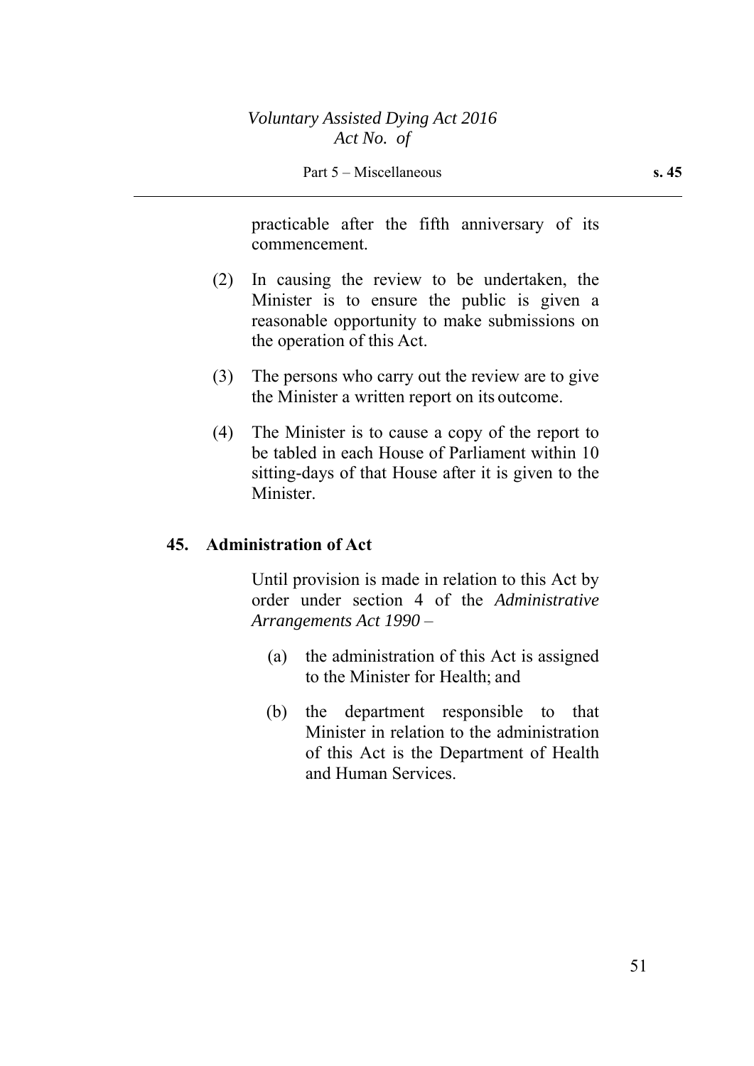practicable after the fifth anniversary of its commencement.

(2) In causing the review to be undertaken, the Minister is to ensure the public is given a reasonable opportunity to make submissions on the operation of this Act.

(3) The persons who carry out the review are to give the Minister a written report on its outcome.

(4) The Minister is to cause a copy of the report to be tabled in each House of Parliament within 10 sitting-days of that House after it is given to the Minister.

## 45. Administration of Act

Until provision is made in relation to this Act by order under section 4 of the *Administrative Arrangements Act 1990* –

(a) the administration of this Act is assigned to the Minister for Health; and

(b) the department responsible to that Minister in relation to the administration of this Act is the Department of Health and Human Services.